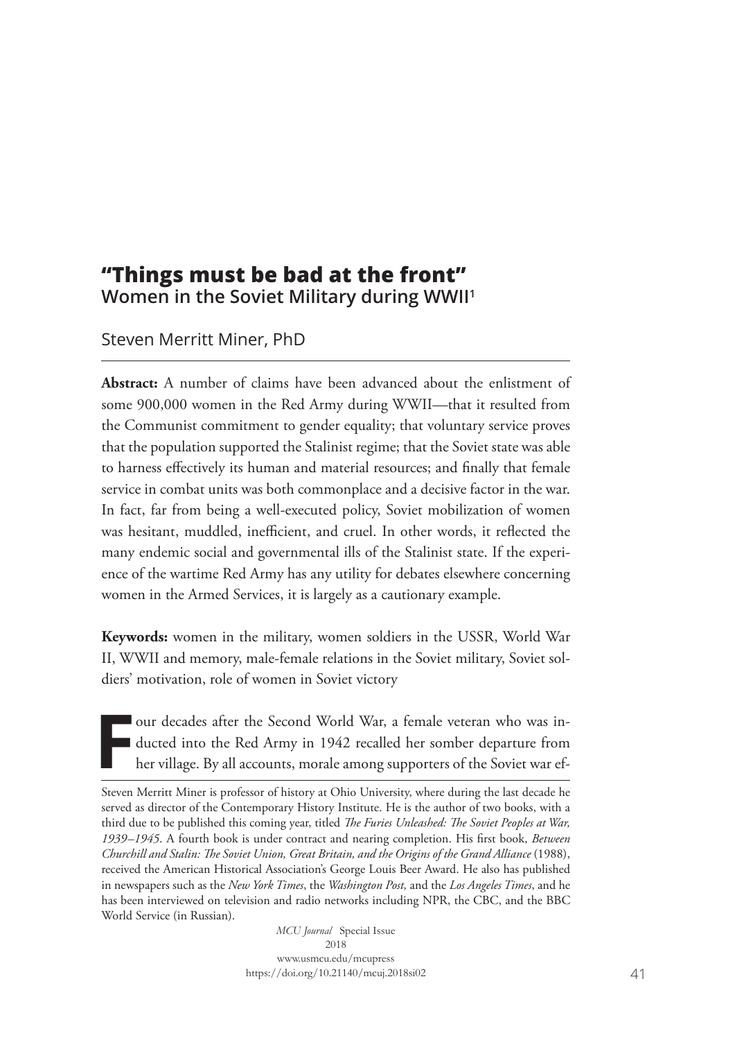# "Things must be bad at the front"

## Women in the Soviet Military during WWII[1]

Steven Merritt Miner, PhD

**Abstract:** A number of claims have been advanced about the enlistment of some 900,000 women in the Red Army during WWII—that it resulted from the Communist commitment to gender equality; that voluntary service proves that the population supported the Stalinist regime; that the Soviet state was able to harness effectively its human and material resources; and finally that female service in combat units was both commonplace and a decisive factor in the war. In fact, far from being a well-executed policy, Soviet mobilization of women was hesitant, muddled, inefficient, and cruel. In other words, it reflected the many endemic social and governmental ills of the Stalinist state. If the experience of the wartime Red Army has any utility for debates elsewhere concerning women in the Armed Services, it is largely as a cautionary example.

**Keywords:** women in the military, women soldiers in the USSR, World War II, WWII and memory, male-female relations in the Soviet military, Soviet soldiers' motivation, role of women in Soviet victory

Four decades after the Second World War, a female veteran who was inducted into the Red Army in 1942 recalled her somber departure from her village. By all accounts, morale among supporters of the Soviet war ef-

Steven Merritt Miner is professor of history at Ohio University, where during the last decade he served as director of the Contemporary History Institute. He is the author of two books, with a third due to be published this coming year, titled *The Furies Unleashed: The Soviet Peoples at War, 1939–1945*. A fourth book is under contract and nearing completion. His first book, *Between Churchill and Stalin: The Soviet Union, Great Britain, and the Origins of the Grand Alliance* (1988), received the American Historical Association's George Louis Beer Award. He also has published in newspapers such as the *New York Times*, the *Washington Post,* and the *Los Angeles Times*, and he has been interviewed on television and radio networks including NPR, the CBC, and the BBC World Service (in Russian).

*MCU Journal* Special Issue
2018
www.usmcu.edu/mcupress
https://doi.org/10.21140/mcuj.2018si02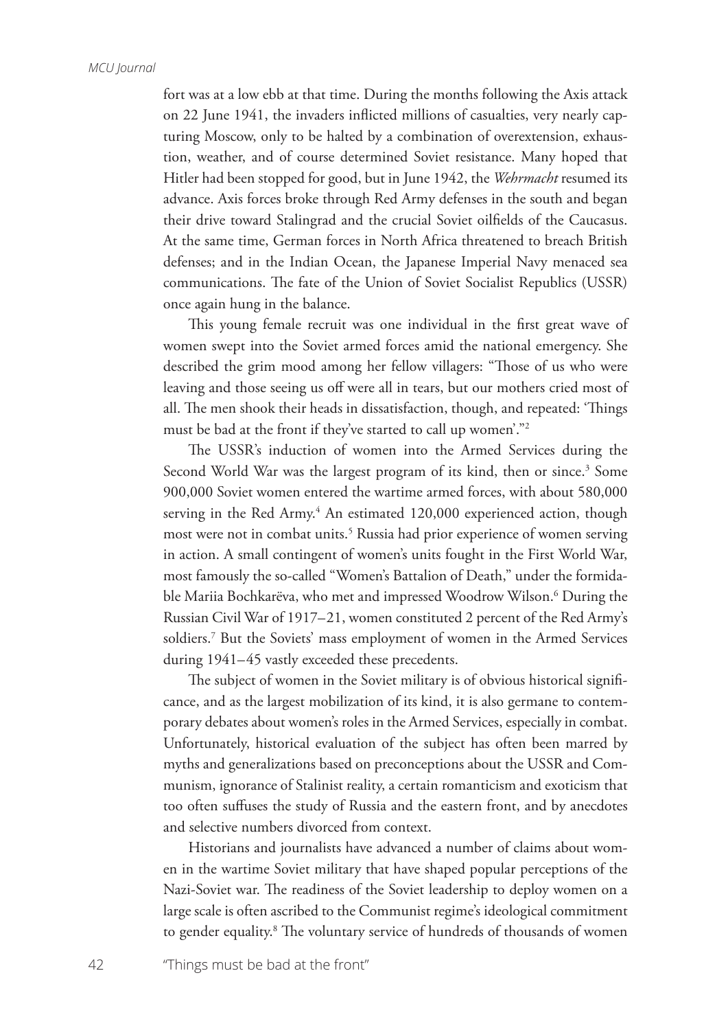fort was at a low ebb at that time. During the months following the Axis attack on 22 June 1941, the invaders inflicted millions of casualties, very nearly capturing Moscow, only to be halted by a combination of overextension, exhaustion, weather, and of course determined Soviet resistance. Many hoped that Hitler had been stopped for good, but in June 1942, the *Wehrmacht* resumed its advance. Axis forces broke through Red Army defenses in the south and began their drive toward Stalingrad and the crucial Soviet oilfields of the Caucasus. At the same time, German forces in North Africa threatened to breach British defenses; and in the Indian Ocean, the Japanese Imperial Navy menaced sea communications. The fate of the Union of Soviet Socialist Republics (USSR) once again hung in the balance.

This young female recruit was one individual in the first great wave of women swept into the Soviet armed forces amid the national emergency. She described the grim mood among her fellow villagers: "Those of us who were leaving and those seeing us off were all in tears, but our mothers cried most of all. The men shook their heads in dissatisfaction, though, and repeated: 'Things must be bad at the front if they've started to call up women'."[2]

The USSR's induction of women into the Armed Services during the Second World War was the largest program of its kind, then or since.[3] Some 900,000 Soviet women entered the wartime armed forces, with about 580,000 serving in the Red Army.[4] An estimated 120,000 experienced action, though most were not in combat units.[5] Russia had prior experience of women serving in action. A small contingent of women's units fought in the First World War, most famously the so-called "Women's Battalion of Death," under the formidable Mariia Bochkarëva, who met and impressed Woodrow Wilson.[6] During the Russian Civil War of 1917–21, women constituted 2 percent of the Red Army's soldiers.[7] But the Soviets' mass employment of women in the Armed Services during 1941–45 vastly exceeded these precedents.

The subject of women in the Soviet military is of obvious historical significance, and as the largest mobilization of its kind, it is also germane to contemporary debates about women's roles in the Armed Services, especially in combat. Unfortunately, historical evaluation of the subject has often been marred by myths and generalizations based on preconceptions about the USSR and Communism, ignorance of Stalinist reality, a certain romanticism and exoticism that too often suffuses the study of Russia and the eastern front, and by anecdotes and selective numbers divorced from context.

Historians and journalists have advanced a number of claims about women in the wartime Soviet military that have shaped popular perceptions of the Nazi-Soviet war. The readiness of the Soviet leadership to deploy women on a large scale is often ascribed to the Communist regime's ideological commitment to gender equality.[8] The voluntary service of hundreds of thousands of women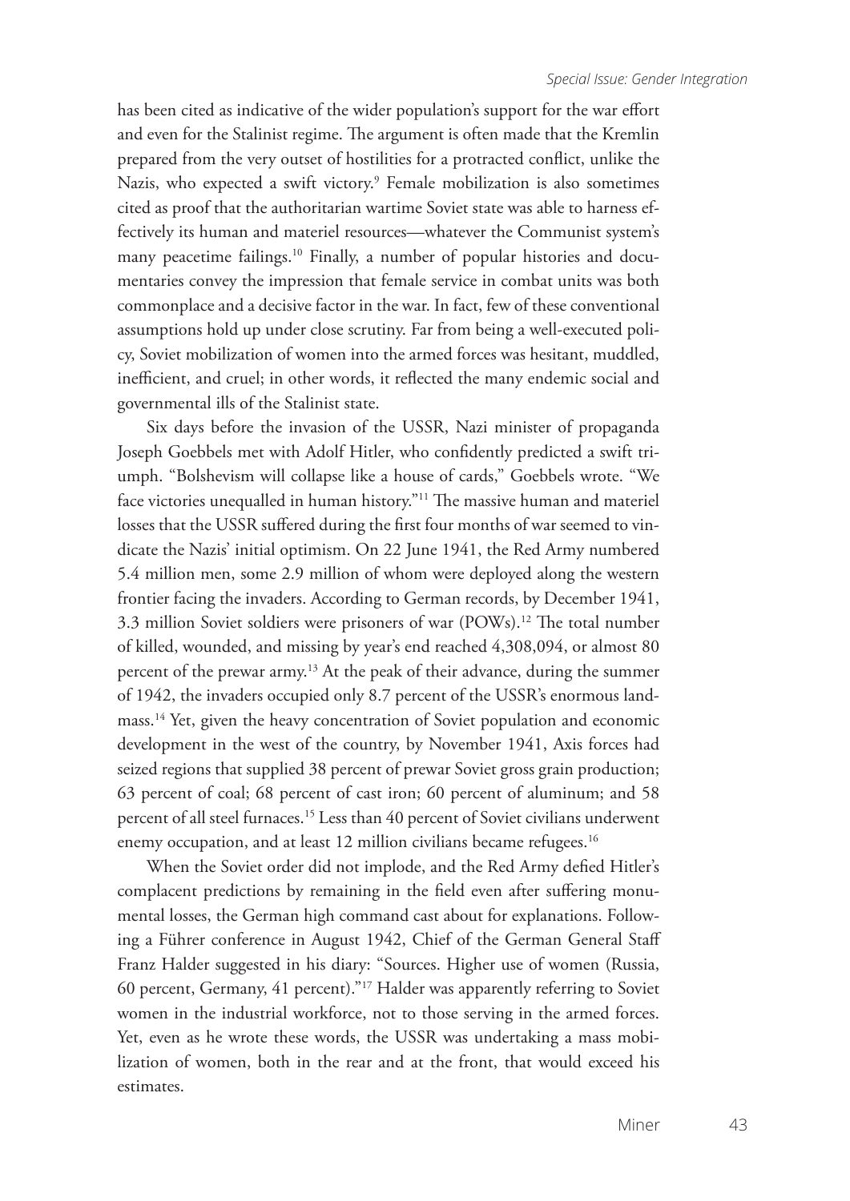has been cited as indicative of the wider population's support for the war effort and even for the Stalinist regime. The argument is often made that the Kremlin prepared from the very outset of hostilities for a protracted conflict, unlike the Nazis, who expected a swift victory.[9] Female mobilization is also sometimes cited as proof that the authoritarian wartime Soviet state was able to harness effectively its human and materiel resources—whatever the Communist system's many peacetime failings.[10] Finally, a number of popular histories and documentaries convey the impression that female service in combat units was both commonplace and a decisive factor in the war. In fact, few of these conventional assumptions hold up under close scrutiny. Far from being a well-executed policy, Soviet mobilization of women into the armed forces was hesitant, muddled, inefficient, and cruel; in other words, it reflected the many endemic social and governmental ills of the Stalinist state.

Six days before the invasion of the USSR, Nazi minister of propaganda Joseph Goebbels met with Adolf Hitler, who confidently predicted a swift triumph. "Bolshevism will collapse like a house of cards," Goebbels wrote. "We face victories unequalled in human history."[11] The massive human and materiel losses that the USSR suffered during the first four months of war seemed to vindicate the Nazis' initial optimism. On 22 June 1941, the Red Army numbered 5.4 million men, some 2.9 million of whom were deployed along the western frontier facing the invaders. According to German records, by December 1941, 3.3 million Soviet soldiers were prisoners of war (POWs).[12] The total number of killed, wounded, and missing by year's end reached 4,308,094, or almost 80 percent of the prewar army.[13] At the peak of their advance, during the summer of 1942, the invaders occupied only 8.7 percent of the USSR's enormous landmass.[14] Yet, given the heavy concentration of Soviet population and economic development in the west of the country, by November 1941, Axis forces had seized regions that supplied 38 percent of prewar Soviet gross grain production; 63 percent of coal; 68 percent of cast iron; 60 percent of aluminum; and 58 percent of all steel furnaces.[15] Less than 40 percent of Soviet civilians underwent enemy occupation, and at least 12 million civilians became refugees.[16]

When the Soviet order did not implode, and the Red Army defied Hitler's complacent predictions by remaining in the field even after suffering monumental losses, the German high command cast about for explanations. Following a Führer conference in August 1942, Chief of the German General Staff Franz Halder suggested in his diary: "Sources. Higher use of women (Russia, 60 percent, Germany, 41 percent)."[17] Halder was apparently referring to Soviet women in the industrial workforce, not to those serving in the armed forces. Yet, even as he wrote these words, the USSR was undertaking a mass mobilization of women, both in the rear and at the front, that would exceed his estimates.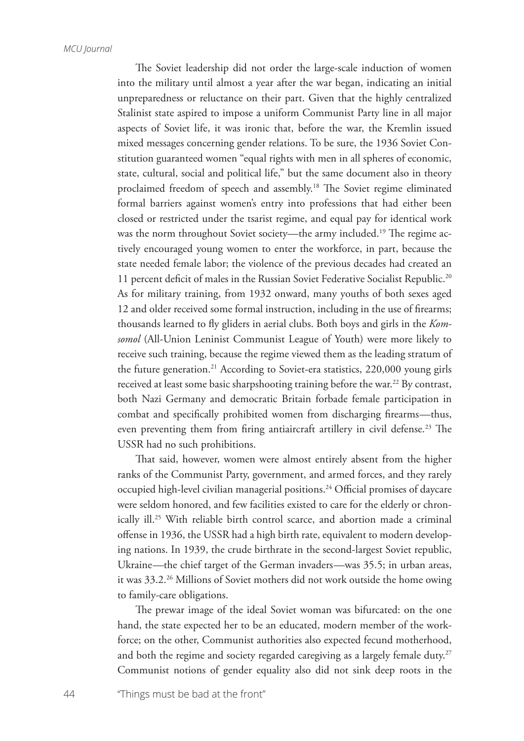The Soviet leadership did not order the large-scale induction of women into the military until almost a year after the war began, indicating an initial unpreparedness or reluctance on their part. Given that the highly centralized Stalinist state aspired to impose a uniform Communist Party line in all major aspects of Soviet life, it was ironic that, before the war, the Kremlin issued mixed messages concerning gender relations. To be sure, the 1936 Soviet Constitution guaranteed women "equal rights with men in all spheres of economic, state, cultural, social and political life," but the same document also in theory proclaimed freedom of speech and assembly.[18] The Soviet regime eliminated formal barriers against women's entry into professions that had either been closed or restricted under the tsarist regime, and equal pay for identical work was the norm throughout Soviet society—the army included.[19] The regime actively encouraged young women to enter the workforce, in part, because the state needed female labor; the violence of the previous decades had created an 11 percent deficit of males in the Russian Soviet Federative Socialist Republic.[20] As for military training, from 1932 onward, many youths of both sexes aged 12 and older received some formal instruction, including in the use of firearms; thousands learned to fly gliders in aerial clubs. Both boys and girls in the *Komsomol* (All-Union Leninist Communist League of Youth) were more likely to receive such training, because the regime viewed them as the leading stratum of the future generation.[21] According to Soviet-era statistics, 220,000 young girls received at least some basic sharpshooting training before the war.[22] By contrast, both Nazi Germany and democratic Britain forbade female participation in combat and specifically prohibited women from discharging firearms—thus, even preventing them from firing antiaircraft artillery in civil defense.[23] The USSR had no such prohibitions.

That said, however, women were almost entirely absent from the higher ranks of the Communist Party, government, and armed forces, and they rarely occupied high-level civilian managerial positions.[24] Official promises of daycare were seldom honored, and few facilities existed to care for the elderly or chronically ill.[25] With reliable birth control scarce, and abortion made a criminal offense in 1936, the USSR had a high birth rate, equivalent to modern developing nations. In 1939, the crude birthrate in the second-largest Soviet republic, Ukraine—the chief target of the German invaders—was 35.5; in urban areas, it was 33.2.[26] Millions of Soviet mothers did not work outside the home owing to family-care obligations.

The prewar image of the ideal Soviet woman was bifurcated: on the one hand, the state expected her to be an educated, modern member of the workforce; on the other, Communist authorities also expected fecund motherhood, and both the regime and society regarded caregiving as a largely female duty.[27] Communist notions of gender equality also did not sink deep roots in the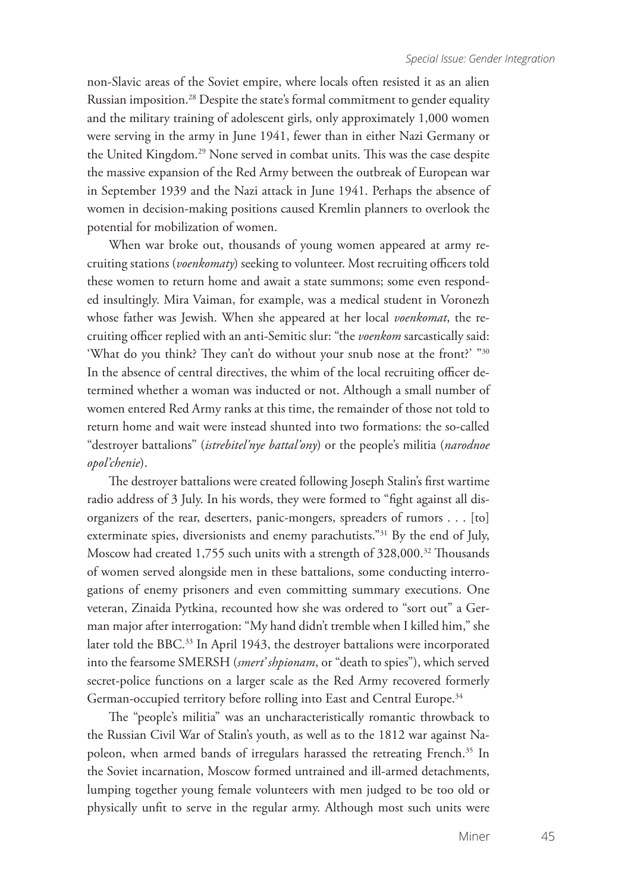non-Slavic areas of the Soviet empire, where locals often resisted it as an alien Russian imposition.[28] Despite the state's formal commitment to gender equality and the military training of adolescent girls, only approximately 1,000 women were serving in the army in June 1941, fewer than in either Nazi Germany or the United Kingdom.[29] None served in combat units. This was the case despite the massive expansion of the Red Army between the outbreak of European war in September 1939 and the Nazi attack in June 1941. Perhaps the absence of women in decision-making positions caused Kremlin planners to overlook the potential for mobilization of women.

When war broke out, thousands of young women appeared at army recruiting stations (*voenkomaty*) seeking to volunteer. Most recruiting officers told these women to return home and await a state summons; some even responded insultingly. Mira Vaiman, for example, was a medical student in Voronezh whose father was Jewish. When she appeared at her local *voenkomat*, the recruiting officer replied with an anti-Semitic slur: "the *voenkom* sarcastically said: 'What do you think? They can't do without your snub nose at the front?' "[30] In the absence of central directives, the whim of the local recruiting officer determined whether a woman was inducted or not. Although a small number of women entered Red Army ranks at this time, the remainder of those not told to return home and wait were instead shunted into two formations: the so-called "destroyer battalions" (*istrebitel'nye battal'ony*) or the people's militia (*narodnoe opol'chenie*).

The destroyer battalions were created following Joseph Stalin's first wartime radio address of 3 July. In his words, they were formed to "fight against all disorganizers of the rear, deserters, panic-mongers, spreaders of rumors . . . [to] exterminate spies, diversionists and enemy parachutists."[31] By the end of July, Moscow had created 1,755 such units with a strength of 328,000.[32] Thousands of women served alongside men in these battalions, some conducting interrogations of enemy prisoners and even committing summary executions. One veteran, Zinaida Pytkina, recounted how she was ordered to "sort out" a German major after interrogation: "My hand didn't tremble when I killed him," she later told the BBC.[33] In April 1943, the destroyer battalions were incorporated into the fearsome SMERSH (*smert' shpionam*, or "death to spies"), which served secret-police functions on a larger scale as the Red Army recovered formerly German-occupied territory before rolling into East and Central Europe.[34]

The "people's militia" was an uncharacteristically romantic throwback to the Russian Civil War of Stalin's youth, as well as to the 1812 war against Napoleon, when armed bands of irregulars harassed the retreating French.[35] In the Soviet incarnation, Moscow formed untrained and ill-armed detachments, lumping together young female volunteers with men judged to be too old or physically unfit to serve in the regular army. Although most such units were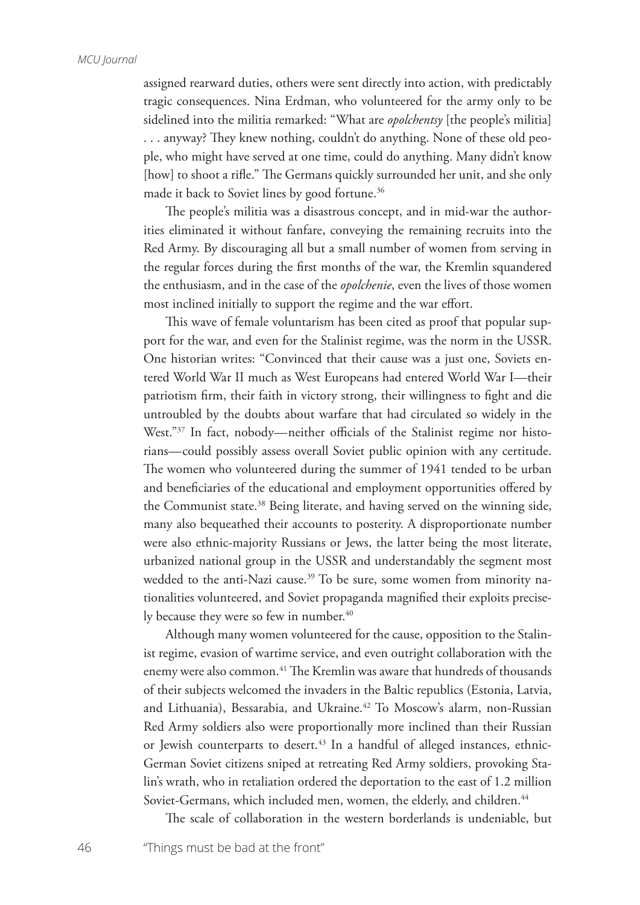assigned rearward duties, others were sent directly into action, with predictably tragic consequences. Nina Erdman, who volunteered for the army only to be sidelined into the militia remarked: "What are *opolchentsy* [the people's militia] . . . anyway? They knew nothing, couldn't do anything. None of these old people, who might have served at one time, could do anything. Many didn't know [how] to shoot a rifle." The Germans quickly surrounded her unit, and she only made it back to Soviet lines by good fortune.[36]

The people's militia was a disastrous concept, and in mid-war the authorities eliminated it without fanfare, conveying the remaining recruits into the Red Army. By discouraging all but a small number of women from serving in the regular forces during the first months of the war, the Kremlin squandered the enthusiasm, and in the case of the *opolchenie*, even the lives of those women most inclined initially to support the regime and the war effort.

This wave of female voluntarism has been cited as proof that popular support for the war, and even for the Stalinist regime, was the norm in the USSR. One historian writes: "Convinced that their cause was a just one, Soviets entered World War II much as West Europeans had entered World War I—their patriotism firm, their faith in victory strong, their willingness to fight and die untroubled by the doubts about warfare that had circulated so widely in the West."[37] In fact, nobody—neither officials of the Stalinist regime nor historians—could possibly assess overall Soviet public opinion with any certitude. The women who volunteered during the summer of 1941 tended to be urban and beneficiaries of the educational and employment opportunities offered by the Communist state.[38] Being literate, and having served on the winning side, many also bequeathed their accounts to posterity. A disproportionate number were also ethnic-majority Russians or Jews, the latter being the most literate, urbanized national group in the USSR and understandably the segment most wedded to the anti-Nazi cause.[39] To be sure, some women from minority nationalities volunteered, and Soviet propaganda magnified their exploits precisely because they were so few in number.[40]

Although many women volunteered for the cause, opposition to the Stalinist regime, evasion of wartime service, and even outright collaboration with the enemy were also common.[41] The Kremlin was aware that hundreds of thousands of their subjects welcomed the invaders in the Baltic republics (Estonia, Latvia, and Lithuania), Bessarabia, and Ukraine.[42] To Moscow's alarm, non-Russian Red Army soldiers also were proportionally more inclined than their Russian or Jewish counterparts to desert.[43] In a handful of alleged instances, ethnic-German Soviet citizens sniped at retreating Red Army soldiers, provoking Stalin's wrath, who in retaliation ordered the deportation to the east of 1.2 million Soviet-Germans, which included men, women, the elderly, and children.[44]

The scale of collaboration in the western borderlands is undeniable, but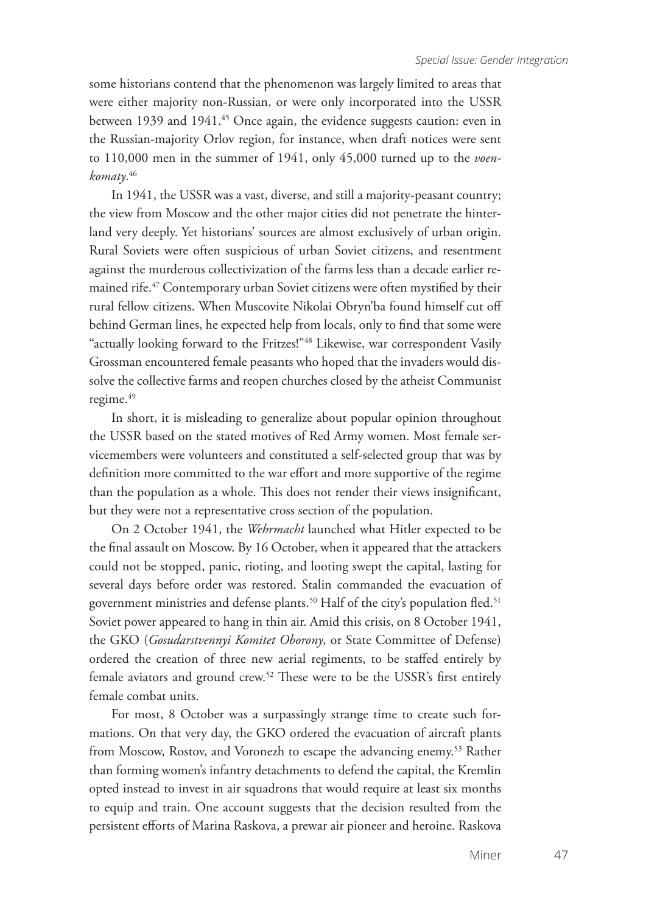some historians contend that the phenomenon was largely limited to areas that were either majority non-Russian, or were only incorporated into the USSR between 1939 and 1941.[45] Once again, the evidence suggests caution: even in the Russian-majority Orlov region, for instance, when draft notices were sent to 110,000 men in the summer of 1941, only 45,000 turned up to the *voenkomaty*.[46]

In 1941, the USSR was a vast, diverse, and still a majority-peasant country; the view from Moscow and the other major cities did not penetrate the hinterland very deeply. Yet historians' sources are almost exclusively of urban origin. Rural Soviets were often suspicious of urban Soviet citizens, and resentment against the murderous collectivization of the farms less than a decade earlier remained rife.[47] Contemporary urban Soviet citizens were often mystified by their rural fellow citizens. When Muscovite Nikolai Obryn'ba found himself cut off behind German lines, he expected help from locals, only to find that some were "actually looking forward to the Fritzes!"[48] Likewise, war correspondent Vasily Grossman encountered female peasants who hoped that the invaders would dissolve the collective farms and reopen churches closed by the atheist Communist regime.[49]

In short, it is misleading to generalize about popular opinion throughout the USSR based on the stated motives of Red Army women. Most female servicemembers were volunteers and constituted a self-selected group that was by definition more committed to the war effort and more supportive of the regime than the population as a whole. This does not render their views insignificant, but they were not a representative cross section of the population.

On 2 October 1941, the *Wehrmacht* launched what Hitler expected to be the final assault on Moscow. By 16 October, when it appeared that the attackers could not be stopped, panic, rioting, and looting swept the capital, lasting for several days before order was restored. Stalin commanded the evacuation of government ministries and defense plants.[50] Half of the city's population fled.[51] Soviet power appeared to hang in thin air. Amid this crisis, on 8 October 1941, the GKO (*Gosudarstvennyi Komitet Oborony*, or State Committee of Defense) ordered the creation of three new aerial regiments, to be staffed entirely by female aviators and ground crew.[52] These were to be the USSR's first entirely female combat units.

For most, 8 October was a surpassingly strange time to create such formations. On that very day, the GKO ordered the evacuation of aircraft plants from Moscow, Rostov, and Voronezh to escape the advancing enemy.[53] Rather than forming women's infantry detachments to defend the capital, the Kremlin opted instead to invest in air squadrons that would require at least six months to equip and train. One account suggests that the decision resulted from the persistent efforts of Marina Raskova, a prewar air pioneer and heroine. Raskova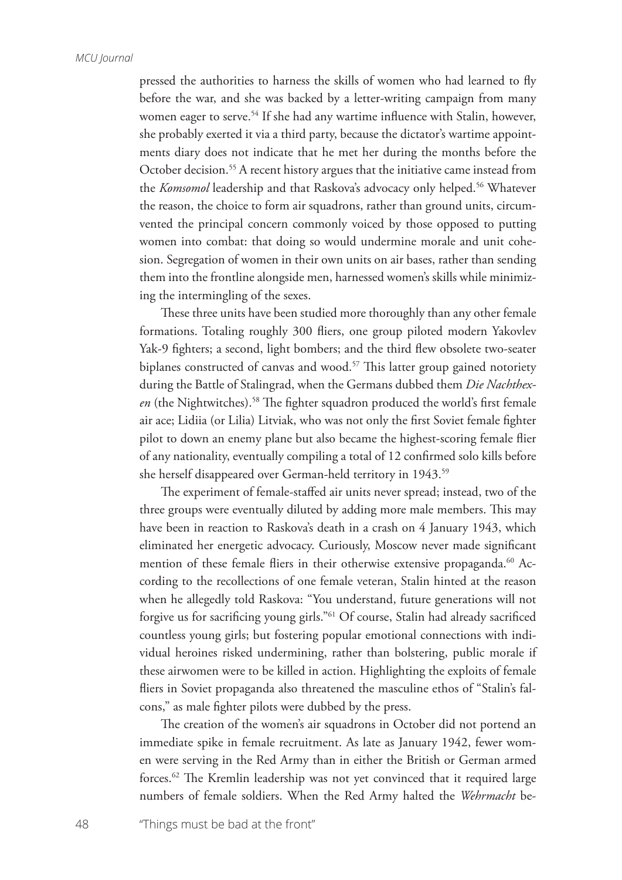pressed the authorities to harness the skills of women who had learned to fly before the war, and she was backed by a letter-writing campaign from many women eager to serve.[54] If she had any wartime influence with Stalin, however, she probably exerted it via a third party, because the dictator's wartime appointments diary does not indicate that he met her during the months before the October decision.[55] A recent history argues that the initiative came instead from the *Komsomol* leadership and that Raskova's advocacy only helped.[56] Whatever the reason, the choice to form air squadrons, rather than ground units, circumvented the principal concern commonly voiced by those opposed to putting women into combat: that doing so would undermine morale and unit cohesion. Segregation of women in their own units on air bases, rather than sending them into the frontline alongside men, harnessed women's skills while minimizing the intermingling of the sexes.

These three units have been studied more thoroughly than any other female formations. Totaling roughly 300 fliers, one group piloted modern Yakovlev Yak-9 fighters; a second, light bombers; and the third flew obsolete two-seater biplanes constructed of canvas and wood.[57] This latter group gained notoriety during the Battle of Stalingrad, when the Germans dubbed them *Die Nachthexen* (the Nightwitches).[58] The fighter squadron produced the world's first female air ace; Lidiia (or Lilia) Litviak, who was not only the first Soviet female fighter pilot to down an enemy plane but also became the highest-scoring female flier of any nationality, eventually compiling a total of 12 confirmed solo kills before she herself disappeared over German-held territory in 1943.[59]

The experiment of female-staffed air units never spread; instead, two of the three groups were eventually diluted by adding more male members. This may have been in reaction to Raskova's death in a crash on 4 January 1943, which eliminated her energetic advocacy. Curiously, Moscow never made significant mention of these female fliers in their otherwise extensive propaganda.[60] According to the recollections of one female veteran, Stalin hinted at the reason when he allegedly told Raskova: "You understand, future generations will not forgive us for sacrificing young girls."[61] Of course, Stalin had already sacrificed countless young girls; but fostering popular emotional connections with individual heroines risked undermining, rather than bolstering, public morale if these airwomen were to be killed in action. Highlighting the exploits of female fliers in Soviet propaganda also threatened the masculine ethos of "Stalin's falcons," as male fighter pilots were dubbed by the press.

The creation of the women's air squadrons in October did not portend an immediate spike in female recruitment. As late as January 1942, fewer women were serving in the Red Army than in either the British or German armed forces.[62] The Kremlin leadership was not yet convinced that it required large numbers of female soldiers. When the Red Army halted the *Wehrmacht* be-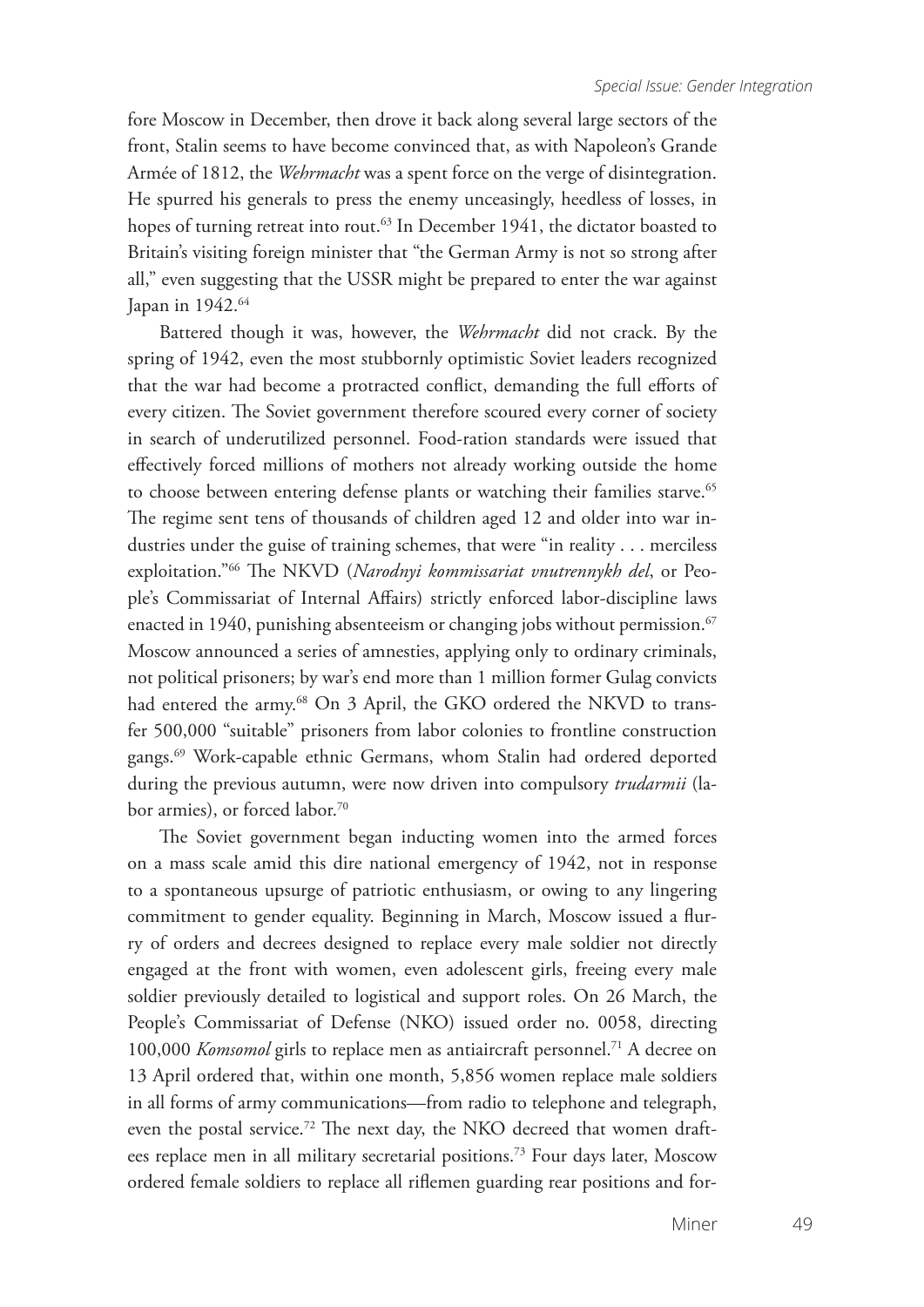fore Moscow in December, then drove it back along several large sectors of the front, Stalin seems to have become convinced that, as with Napoleon's Grande Armée of 1812, the *Wehrmacht* was a spent force on the verge of disintegration. He spurred his generals to press the enemy unceasingly, heedless of losses, in hopes of turning retreat into rout.[63] In December 1941, the dictator boasted to Britain's visiting foreign minister that "the German Army is not so strong after all," even suggesting that the USSR might be prepared to enter the war against Japan in 1942.[64]

Battered though it was, however, the *Wehrmacht* did not crack. By the spring of 1942, even the most stubbornly optimistic Soviet leaders recognized that the war had become a protracted conflict, demanding the full efforts of every citizen. The Soviet government therefore scoured every corner of society in search of underutilized personnel. Food-ration standards were issued that effectively forced millions of mothers not already working outside the home to choose between entering defense plants or watching their families starve.[65] The regime sent tens of thousands of children aged 12 and older into war industries under the guise of training schemes, that were "in reality . . . merciless exploitation."[66] The NKVD (*Narodnyi kommissariat vnutrennykh del*, or People's Commissariat of Internal Affairs) strictly enforced labor-discipline laws enacted in 1940, punishing absenteeism or changing jobs without permission.[67] Moscow announced a series of amnesties, applying only to ordinary criminals, not political prisoners; by war's end more than 1 million former Gulag convicts had entered the army.[68] On 3 April, the GKO ordered the NKVD to transfer 500,000 "suitable" prisoners from labor colonies to frontline construction gangs.[69] Work-capable ethnic Germans, whom Stalin had ordered deported during the previous autumn, were now driven into compulsory *trudarmii* (labor armies), or forced labor.[70]

The Soviet government began inducting women into the armed forces on a mass scale amid this dire national emergency of 1942, not in response to a spontaneous upsurge of patriotic enthusiasm, or owing to any lingering commitment to gender equality. Beginning in March, Moscow issued a flurry of orders and decrees designed to replace every male soldier not directly engaged at the front with women, even adolescent girls, freeing every male soldier previously detailed to logistical and support roles. On 26 March, the People's Commissariat of Defense (NKO) issued order no. 0058, directing 100,000 *Komsomol* girls to replace men as antiaircraft personnel.[71] A decree on 13 April ordered that, within one month, 5,856 women replace male soldiers in all forms of army communications—from radio to telephone and telegraph, even the postal service.[72] The next day, the NKO decreed that women draftees replace men in all military secretarial positions.[73] Four days later, Moscow ordered female soldiers to replace all riflemen guarding rear positions and for-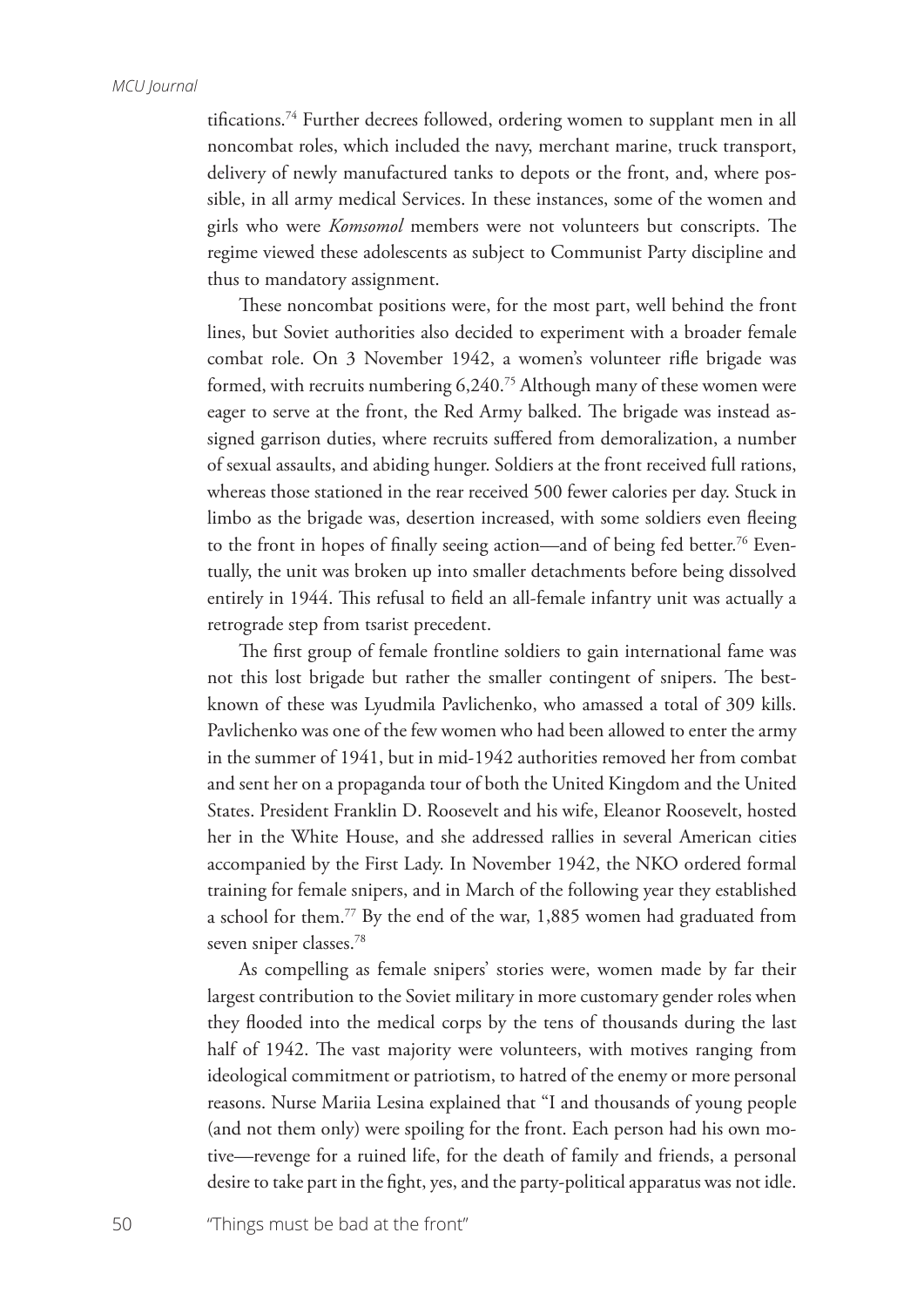tifications.[74] Further decrees followed, ordering women to supplant men in all noncombat roles, which included the navy, merchant marine, truck transport, delivery of newly manufactured tanks to depots or the front, and, where possible, in all army medical Services. In these instances, some of the women and girls who were *Komsomol* members were not volunteers but conscripts. The regime viewed these adolescents as subject to Communist Party discipline and thus to mandatory assignment.

These noncombat positions were, for the most part, well behind the front lines, but Soviet authorities also decided to experiment with a broader female combat role. On 3 November 1942, a women's volunteer rifle brigade was formed, with recruits numbering 6,240.[75] Although many of these women were eager to serve at the front, the Red Army balked. The brigade was instead assigned garrison duties, where recruits suffered from demoralization, a number of sexual assaults, and abiding hunger. Soldiers at the front received full rations, whereas those stationed in the rear received 500 fewer calories per day. Stuck in limbo as the brigade was, desertion increased, with some soldiers even fleeing to the front in hopes of finally seeing action—and of being fed better.[76] Eventually, the unit was broken up into smaller detachments before being dissolved entirely in 1944. This refusal to field an all-female infantry unit was actually a retrograde step from tsarist precedent.

The first group of female frontline soldiers to gain international fame was not this lost brigade but rather the smaller contingent of snipers. The best-known of these was Lyudmila Pavlichenko, who amassed a total of 309 kills. Pavlichenko was one of the few women who had been allowed to enter the army in the summer of 1941, but in mid-1942 authorities removed her from combat and sent her on a propaganda tour of both the United Kingdom and the United States. President Franklin D. Roosevelt and his wife, Eleanor Roosevelt, hosted her in the White House, and she addressed rallies in several American cities accompanied by the First Lady. In November 1942, the NKO ordered formal training for female snipers, and in March of the following year they established a school for them.[77] By the end of the war, 1,885 women had graduated from seven sniper classes.[78]

As compelling as female snipers' stories were, women made by far their largest contribution to the Soviet military in more customary gender roles when they flooded into the medical corps by the tens of thousands during the last half of 1942. The vast majority were volunteers, with motives ranging from ideological commitment or patriotism, to hatred of the enemy or more personal reasons. Nurse Mariia Lesina explained that "I and thousands of young people (and not them only) were spoiling for the front. Each person had his own motive—revenge for a ruined life, for the death of family and friends, a personal desire to take part in the fight, yes, and the party-political apparatus was not idle.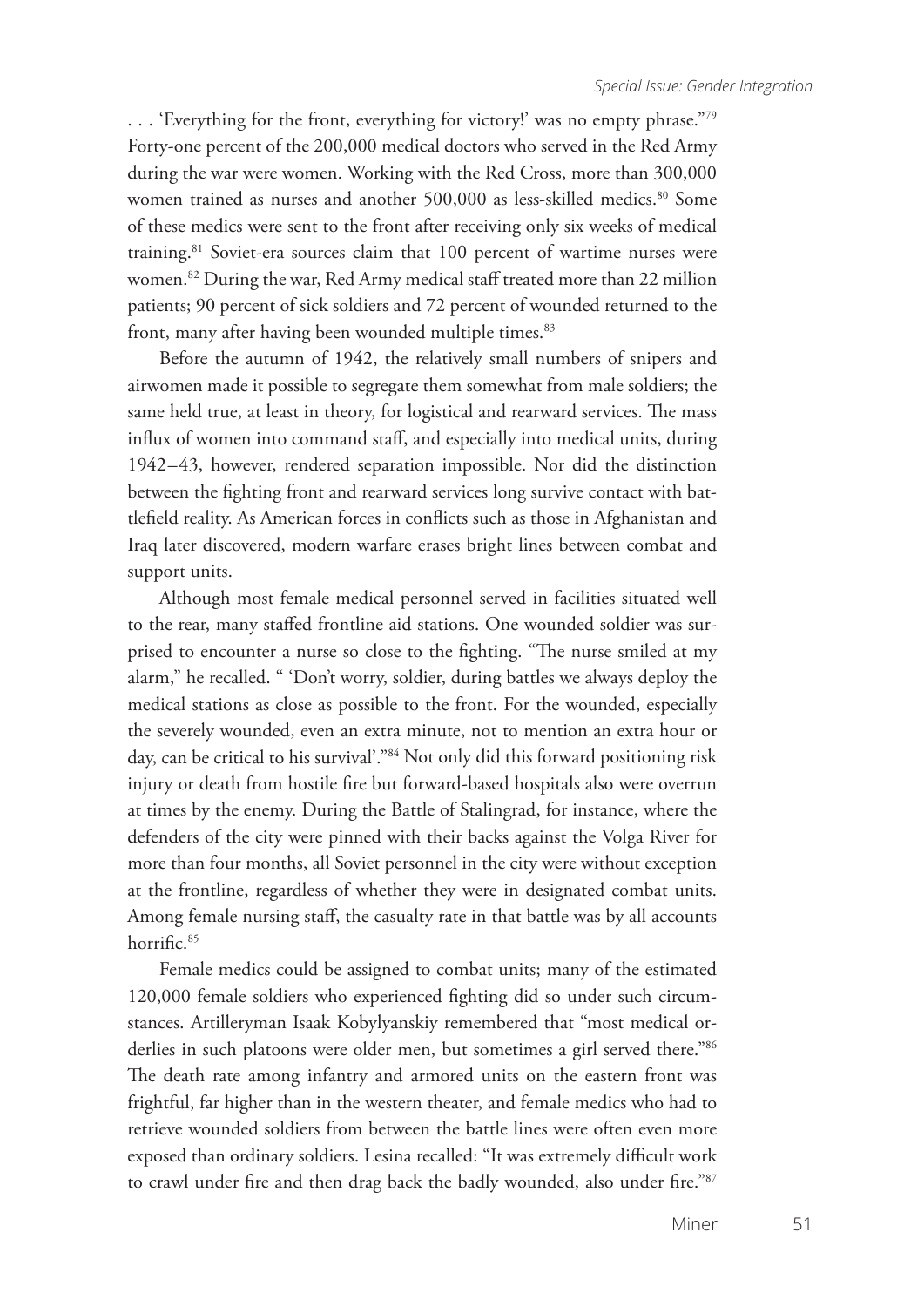. . . 'Everything for the front, everything for victory!' was no empty phrase."[79] Forty-one percent of the 200,000 medical doctors who served in the Red Army during the war were women. Working with the Red Cross, more than 300,000 women trained as nurses and another 500,000 as less-skilled medics.[80] Some of these medics were sent to the front after receiving only six weeks of medical training.[81] Soviet-era sources claim that 100 percent of wartime nurses were women.[82] During the war, Red Army medical staff treated more than 22 million patients; 90 percent of sick soldiers and 72 percent of wounded returned to the front, many after having been wounded multiple times.[83]

Before the autumn of 1942, the relatively small numbers of snipers and airwomen made it possible to segregate them somewhat from male soldiers; the same held true, at least in theory, for logistical and rearward services. The mass influx of women into command staff, and especially into medical units, during 1942–43, however, rendered separation impossible. Nor did the distinction between the fighting front and rearward services long survive contact with battlefield reality. As American forces in conflicts such as those in Afghanistan and Iraq later discovered, modern warfare erases bright lines between combat and support units.

Although most female medical personnel served in facilities situated well to the rear, many staffed frontline aid stations. One wounded soldier was surprised to encounter a nurse so close to the fighting. "The nurse smiled at my alarm," he recalled. " 'Don't worry, soldier, during battles we always deploy the medical stations as close as possible to the front. For the wounded, especially the severely wounded, even an extra minute, not to mention an extra hour or day, can be critical to his survival'."[84] Not only did this forward positioning risk injury or death from hostile fire but forward-based hospitals also were overrun at times by the enemy. During the Battle of Stalingrad, for instance, where the defenders of the city were pinned with their backs against the Volga River for more than four months, all Soviet personnel in the city were without exception at the frontline, regardless of whether they were in designated combat units. Among female nursing staff, the casualty rate in that battle was by all accounts horrific.[85]

Female medics could be assigned to combat units; many of the estimated 120,000 female soldiers who experienced fighting did so under such circumstances. Artilleryman Isaak Kobylyanskiy remembered that "most medical orderlies in such platoons were older men, but sometimes a girl served there."[86] The death rate among infantry and armored units on the eastern front was frightful, far higher than in the western theater, and female medics who had to retrieve wounded soldiers from between the battle lines were often even more exposed than ordinary soldiers. Lesina recalled: "It was extremely difficult work to crawl under fire and then drag back the badly wounded, also under fire."[87]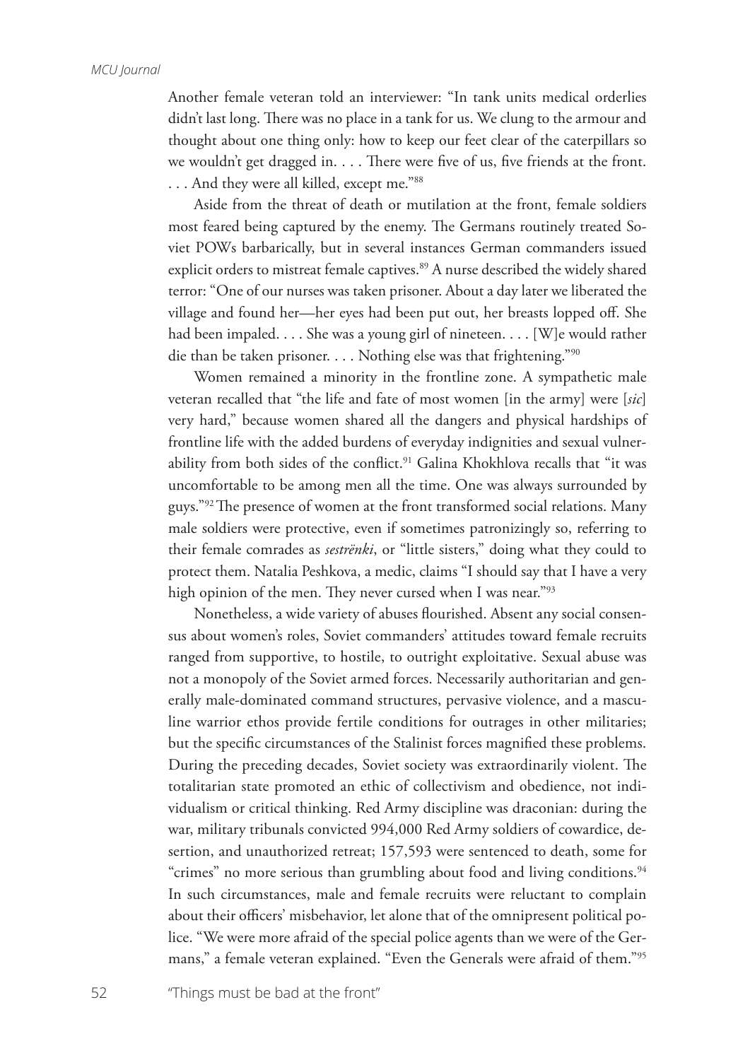Another female veteran told an interviewer: "In tank units medical orderlies didn't last long. There was no place in a tank for us. We clung to the armour and thought about one thing only: how to keep our feet clear of the caterpillars so we wouldn't get dragged in. . . . There were five of us, five friends at the front. . . . And they were all killed, except me."[88]

Aside from the threat of death or mutilation at the front, female soldiers most feared being captured by the enemy. The Germans routinely treated Soviet POWs barbarically, but in several instances German commanders issued explicit orders to mistreat female captives.[89] A nurse described the widely shared terror: "One of our nurses was taken prisoner. About a day later we liberated the village and found her—her eyes had been put out, her breasts lopped off. She had been impaled. . . . She was a young girl of nineteen. . . . [W]e would rather die than be taken prisoner. . . . Nothing else was that frightening."[90]

Women remained a minority in the frontline zone. A sympathetic male veteran recalled that "the life and fate of most women [in the army] were [*sic*] very hard," because women shared all the dangers and physical hardships of frontline life with the added burdens of everyday indignities and sexual vulnerability from both sides of the conflict.[91] Galina Khokhlova recalls that "it was uncomfortable to be among men all the time. One was always surrounded by guys."[92] The presence of women at the front transformed social relations. Many male soldiers were protective, even if sometimes patronizingly so, referring to their female comrades as *sestrënki*, or "little sisters," doing what they could to protect them. Natalia Peshkova, a medic, claims "I should say that I have a very high opinion of the men. They never cursed when I was near."[93]

Nonetheless, a wide variety of abuses flourished. Absent any social consensus about women's roles, Soviet commanders' attitudes toward female recruits ranged from supportive, to hostile, to outright exploitative. Sexual abuse was not a monopoly of the Soviet armed forces. Necessarily authoritarian and generally male-dominated command structures, pervasive violence, and a masculine warrior ethos provide fertile conditions for outrages in other militaries; but the specific circumstances of the Stalinist forces magnified these problems. During the preceding decades, Soviet society was extraordinarily violent. The totalitarian state promoted an ethic of collectivism and obedience, not individualism or critical thinking. Red Army discipline was draconian: during the war, military tribunals convicted 994,000 Red Army soldiers of cowardice, desertion, and unauthorized retreat; 157,593 were sentenced to death, some for "crimes" no more serious than grumbling about food and living conditions.[94] In such circumstances, male and female recruits were reluctant to complain about their officers' misbehavior, let alone that of the omnipresent political police. "We were more afraid of the special police agents than we were of the Germans," a female veteran explained. "Even the Generals were afraid of them."[95]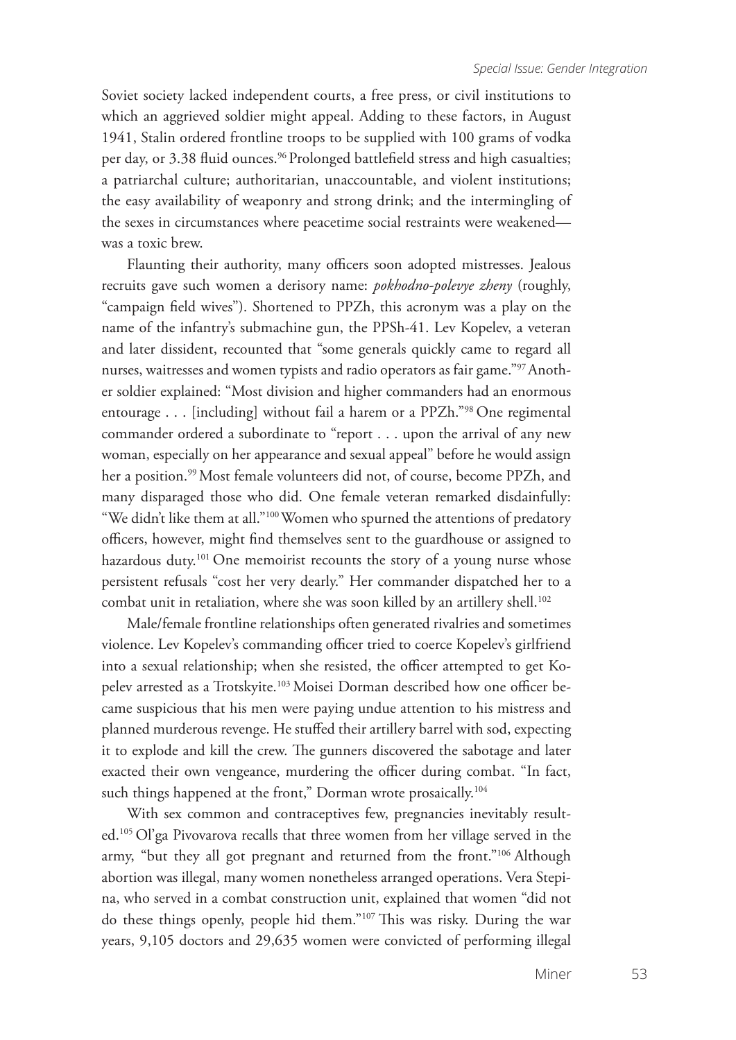Soviet society lacked independent courts, a free press, or civil institutions to which an aggrieved soldier might appeal. Adding to these factors, in August 1941, Stalin ordered frontline troops to be supplied with 100 grams of vodka per day, or 3.38 fluid ounces.[96] Prolonged battlefield stress and high casualties; a patriarchal culture; authoritarian, unaccountable, and violent institutions; the easy availability of weaponry and strong drink; and the intermingling of the sexes in circumstances where peacetime social restraints were weakened—was a toxic brew.

Flaunting their authority, many officers soon adopted mistresses. Jealous recruits gave such women a derisory name: *pokhodno-polevye zheny* (roughly, "campaign field wives"). Shortened to PPZh, this acronym was a play on the name of the infantry's submachine gun, the PPSh-41. Lev Kopelev, a veteran and later dissident, recounted that "some generals quickly came to regard all nurses, waitresses and women typists and radio operators as fair game."[97] Another soldier explained: "Most division and higher commanders had an enormous entourage . . . [including] without fail a harem or a PPZh."[98] One regimental commander ordered a subordinate to "report . . . upon the arrival of any new woman, especially on her appearance and sexual appeal" before he would assign her a position.[99] Most female volunteers did not, of course, become PPZh, and many disparaged those who did. One female veteran remarked disdainfully: "We didn't like them at all."[100] Women who spurned the attentions of predatory officers, however, might find themselves sent to the guardhouse or assigned to hazardous duty.[101] One memoirist recounts the story of a young nurse whose persistent refusals "cost her very dearly." Her commander dispatched her to a combat unit in retaliation, where she was soon killed by an artillery shell.[102]

Male/female frontline relationships often generated rivalries and sometimes violence. Lev Kopelev's commanding officer tried to coerce Kopelev's girlfriend into a sexual relationship; when she resisted, the officer attempted to get Kopelev arrested as a Trotskyite.[103] Moisei Dorman described how one officer became suspicious that his men were paying undue attention to his mistress and planned murderous revenge. He stuffed their artillery barrel with sod, expecting it to explode and kill the crew. The gunners discovered the sabotage and later exacted their own vengeance, murdering the officer during combat. "In fact, such things happened at the front," Dorman wrote prosaically.[104]

With sex common and contraceptives few, pregnancies inevitably resulted.[105] Ol'ga Pivovarova recalls that three women from her village served in the army, "but they all got pregnant and returned from the front."[106] Although abortion was illegal, many women nonetheless arranged operations. Vera Stepina, who served in a combat construction unit, explained that women "did not do these things openly, people hid them."[107] This was risky. During the war years, 9,105 doctors and 29,635 women were convicted of performing illegal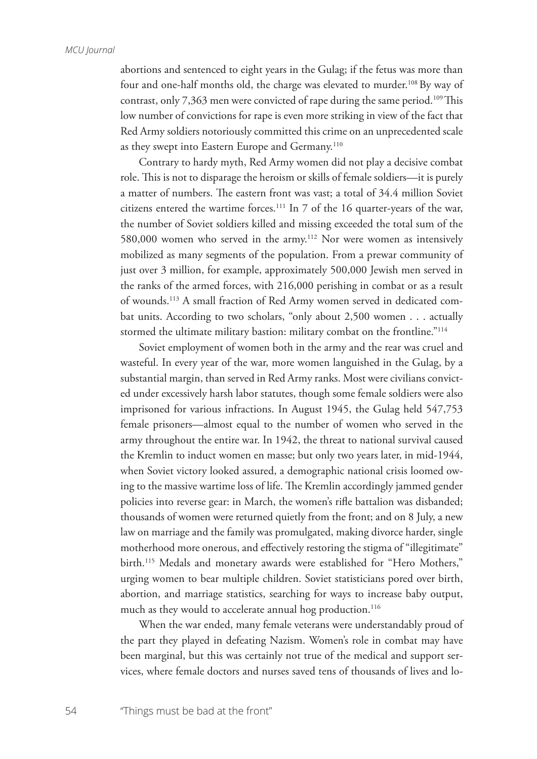abortions and sentenced to eight years in the Gulag; if the fetus was more than four and one-half months old, the charge was elevated to murder.[108] By way of contrast, only 7,363 men were convicted of rape during the same period.[109] This low number of convictions for rape is even more striking in view of the fact that Red Army soldiers notoriously committed this crime on an unprecedented scale as they swept into Eastern Europe and Germany.[110]

Contrary to hardy myth, Red Army women did not play a decisive combat role. This is not to disparage the heroism or skills of female soldiers—it is purely a matter of numbers. The eastern front was vast; a total of 34.4 million Soviet citizens entered the wartime forces.[111] In 7 of the 16 quarter-years of the war, the number of Soviet soldiers killed and missing exceeded the total sum of the 580,000 women who served in the army.[112] Nor were women as intensively mobilized as many segments of the population. From a prewar community of just over 3 million, for example, approximately 500,000 Jewish men served in the ranks of the armed forces, with 216,000 perishing in combat or as a result of wounds.[113] A small fraction of Red Army women served in dedicated combat units. According to two scholars, "only about 2,500 women . . . actually stormed the ultimate military bastion: military combat on the frontline."[114]

Soviet employment of women both in the army and the rear was cruel and wasteful. In every year of the war, more women languished in the Gulag, by a substantial margin, than served in Red Army ranks. Most were civilians convicted under excessively harsh labor statutes, though some female soldiers were also imprisoned for various infractions. In August 1945, the Gulag held 547,753 female prisoners—almost equal to the number of women who served in the army throughout the entire war. In 1942, the threat to national survival caused the Kremlin to induct women en masse; but only two years later, in mid-1944, when Soviet victory looked assured, a demographic national crisis loomed owing to the massive wartime loss of life. The Kremlin accordingly jammed gender policies into reverse gear: in March, the women's rifle battalion was disbanded; thousands of women were returned quietly from the front; and on 8 July, a new law on marriage and the family was promulgated, making divorce harder, single motherhood more onerous, and effectively restoring the stigma of "illegitimate" birth.[115] Medals and monetary awards were established for "Hero Mothers," urging women to bear multiple children. Soviet statisticians pored over birth, abortion, and marriage statistics, searching for ways to increase baby output, much as they would to accelerate annual hog production.[116]

When the war ended, many female veterans were understandably proud of the part they played in defeating Nazism. Women's role in combat may have been marginal, but this was certainly not true of the medical and support services, where female doctors and nurses saved tens of thousands of lives and lo-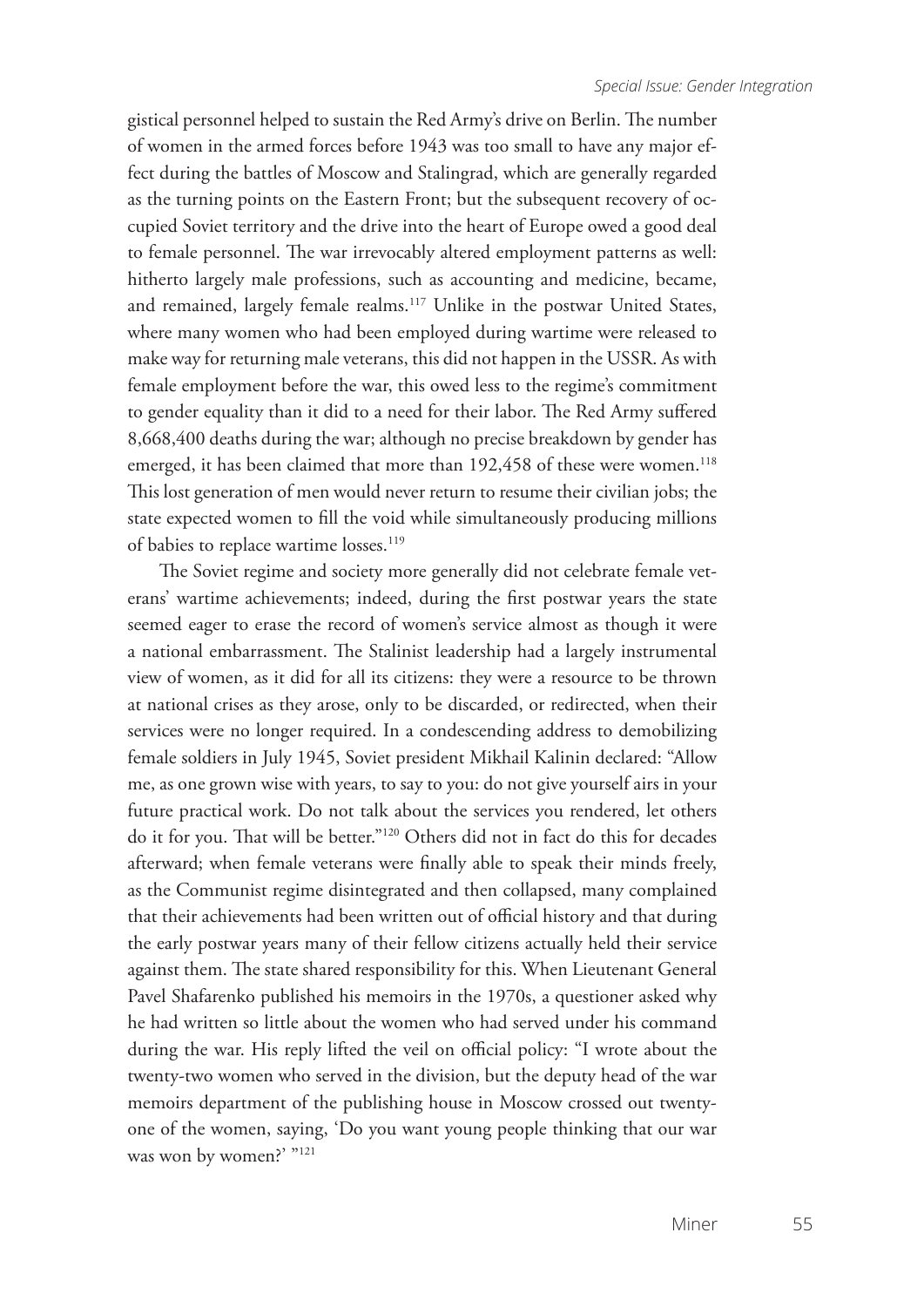gistical personnel helped to sustain the Red Army's drive on Berlin. The number of women in the armed forces before 1943 was too small to have any major effect during the battles of Moscow and Stalingrad, which are generally regarded as the turning points on the Eastern Front; but the subsequent recovery of occupied Soviet territory and the drive into the heart of Europe owed a good deal to female personnel. The war irrevocably altered employment patterns as well: hitherto largely male professions, such as accounting and medicine, became, and remained, largely female realms.[117] Unlike in the postwar United States, where many women who had been employed during wartime were released to make way for returning male veterans, this did not happen in the USSR. As with female employment before the war, this owed less to the regime's commitment to gender equality than it did to a need for their labor. The Red Army suffered 8,668,400 deaths during the war; although no precise breakdown by gender has emerged, it has been claimed that more than 192,458 of these were women.[118] This lost generation of men would never return to resume their civilian jobs; the state expected women to fill the void while simultaneously producing millions of babies to replace wartime losses.[119]

The Soviet regime and society more generally did not celebrate female veterans' wartime achievements; indeed, during the first postwar years the state seemed eager to erase the record of women's service almost as though it were a national embarrassment. The Stalinist leadership had a largely instrumental view of women, as it did for all its citizens: they were a resource to be thrown at national crises as they arose, only to be discarded, or redirected, when their services were no longer required. In a condescending address to demobilizing female soldiers in July 1945, Soviet president Mikhail Kalinin declared: "Allow me, as one grown wise with years, to say to you: do not give yourself airs in your future practical work. Do not talk about the services you rendered, let others do it for you. That will be better."[120] Others did not in fact do this for decades afterward; when female veterans were finally able to speak their minds freely, as the Communist regime disintegrated and then collapsed, many complained that their achievements had been written out of official history and that during the early postwar years many of their fellow citizens actually held their service against them. The state shared responsibility for this. When Lieutenant General Pavel Shafarenko published his memoirs in the 1970s, a questioner asked why he had written so little about the women who had served under his command during the war. His reply lifted the veil on official policy: "I wrote about the twenty-two women who served in the division, but the deputy head of the war memoirs department of the publishing house in Moscow crossed out twenty-one of the women, saying, 'Do you want young people thinking that our war was won by women?' "[121]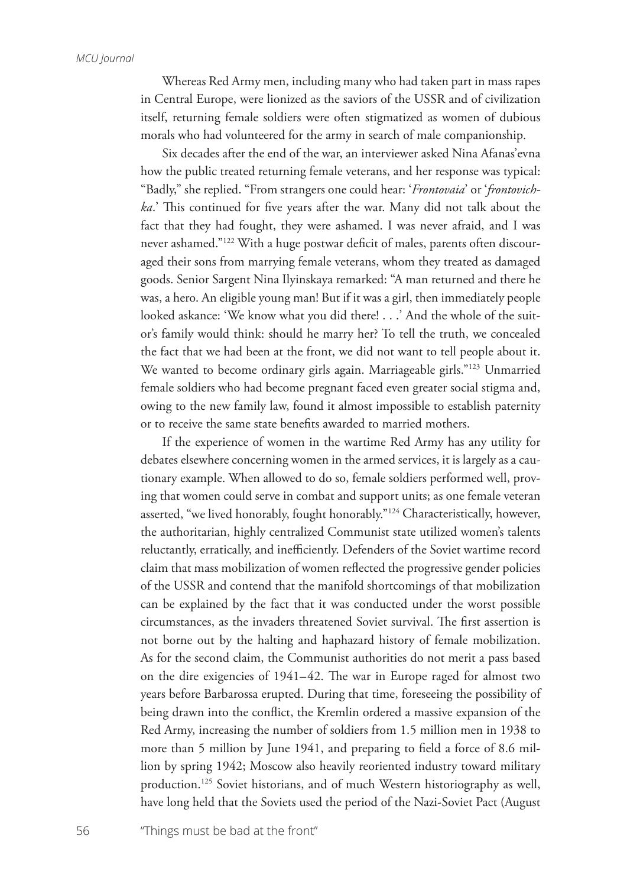Whereas Red Army men, including many who had taken part in mass rapes in Central Europe, were lionized as the saviors of the USSR and of civilization itself, returning female soldiers were often stigmatized as women of dubious morals who had volunteered for the army in search of male companionship.

Six decades after the end of the war, an interviewer asked Nina Afanas'evna how the public treated returning female veterans, and her response was typical: "Badly," she replied. "From strangers one could hear: '*Frontovaia*' or '*frontovichka*.' This continued for five years after the war. Many did not talk about the fact that they had fought, they were ashamed. I was never afraid, and I was never ashamed."[122] With a huge postwar deficit of males, parents often discouraged their sons from marrying female veterans, whom they treated as damaged goods. Senior Sargent Nina Ilyinskaya remarked: "A man returned and there he was, a hero. An eligible young man! But if it was a girl, then immediately people looked askance: 'We know what you did there! . . .' And the whole of the suitor's family would think: should he marry her? To tell the truth, we concealed the fact that we had been at the front, we did not want to tell people about it. We wanted to become ordinary girls again. Marriageable girls."[123] Unmarried female soldiers who had become pregnant faced even greater social stigma and, owing to the new family law, found it almost impossible to establish paternity or to receive the same state benefits awarded to married mothers.

If the experience of women in the wartime Red Army has any utility for debates elsewhere concerning women in the armed services, it is largely as a cautionary example. When allowed to do so, female soldiers performed well, proving that women could serve in combat and support units; as one female veteran asserted, "we lived honorably, fought honorably."[124] Characteristically, however, the authoritarian, highly centralized Communist state utilized women's talents reluctantly, erratically, and inefficiently. Defenders of the Soviet wartime record claim that mass mobilization of women reflected the progressive gender policies of the USSR and contend that the manifold shortcomings of that mobilization can be explained by the fact that it was conducted under the worst possible circumstances, as the invaders threatened Soviet survival. The first assertion is not borne out by the halting and haphazard history of female mobilization. As for the second claim, the Communist authorities do not merit a pass based on the dire exigencies of 1941–42. The war in Europe raged for almost two years before Barbarossa erupted. During that time, foreseeing the possibility of being drawn into the conflict, the Kremlin ordered a massive expansion of the Red Army, increasing the number of soldiers from 1.5 million men in 1938 to more than 5 million by June 1941, and preparing to field a force of 8.6 million by spring 1942; Moscow also heavily reoriented industry toward military production.[125] Soviet historians, and of much Western historiography as well, have long held that the Soviets used the period of the Nazi-Soviet Pact (August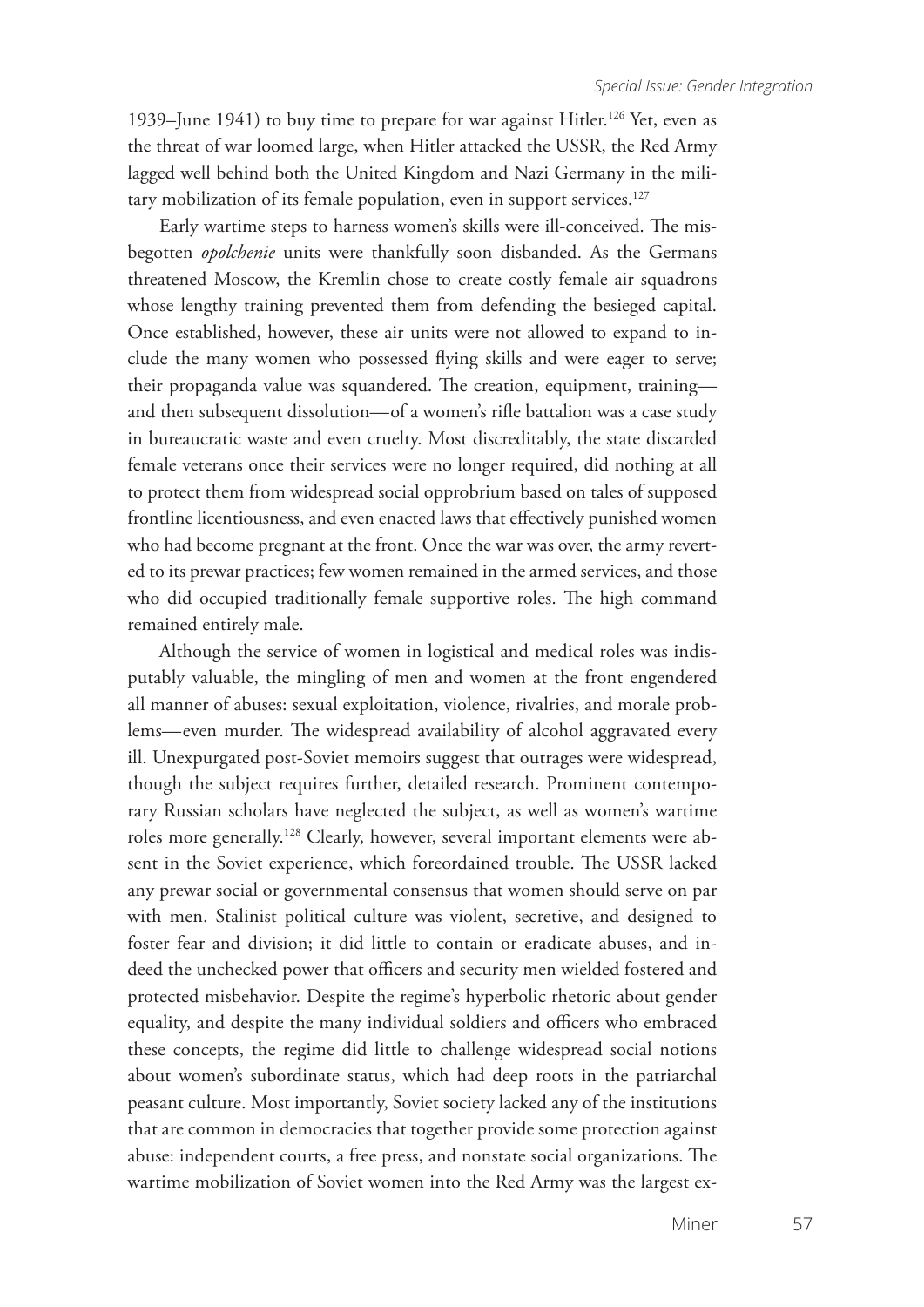1939–June 1941) to buy time to prepare for war against Hitler.[126] Yet, even as the threat of war loomed large, when Hitler attacked the USSR, the Red Army lagged well behind both the United Kingdom and Nazi Germany in the military mobilization of its female population, even in support services.[127]

Early wartime steps to harness women's skills were ill-conceived. The misbegotten *opolchenie* units were thankfully soon disbanded. As the Germans threatened Moscow, the Kremlin chose to create costly female air squadrons whose lengthy training prevented them from defending the besieged capital. Once established, however, these air units were not allowed to expand to include the many women who possessed flying skills and were eager to serve; their propaganda value was squandered. The creation, equipment, training—and then subsequent dissolution—of a women's rifle battalion was a case study in bureaucratic waste and even cruelty. Most discreditably, the state discarded female veterans once their services were no longer required, did nothing at all to protect them from widespread social opprobrium based on tales of supposed frontline licentiousness, and even enacted laws that effectively punished women who had become pregnant at the front. Once the war was over, the army reverted to its prewar practices; few women remained in the armed services, and those who did occupied traditionally female supportive roles. The high command remained entirely male.

Although the service of women in logistical and medical roles was indisputably valuable, the mingling of men and women at the front engendered all manner of abuses: sexual exploitation, violence, rivalries, and morale problems—even murder. The widespread availability of alcohol aggravated every ill. Unexpurgated post-Soviet memoirs suggest that outrages were widespread, though the subject requires further, detailed research. Prominent contemporary Russian scholars have neglected the subject, as well as women's wartime roles more generally.[128] Clearly, however, several important elements were absent in the Soviet experience, which foreordained trouble. The USSR lacked any prewar social or governmental consensus that women should serve on par with men. Stalinist political culture was violent, secretive, and designed to foster fear and division; it did little to contain or eradicate abuses, and indeed the unchecked power that officers and security men wielded fostered and protected misbehavior. Despite the regime's hyperbolic rhetoric about gender equality, and despite the many individual soldiers and officers who embraced these concepts, the regime did little to challenge widespread social notions about women's subordinate status, which had deep roots in the patriarchal peasant culture. Most importantly, Soviet society lacked any of the institutions that are common in democracies that together provide some protection against abuse: independent courts, a free press, and nonstate social organizations. The wartime mobilization of Soviet women into the Red Army was the largest ex-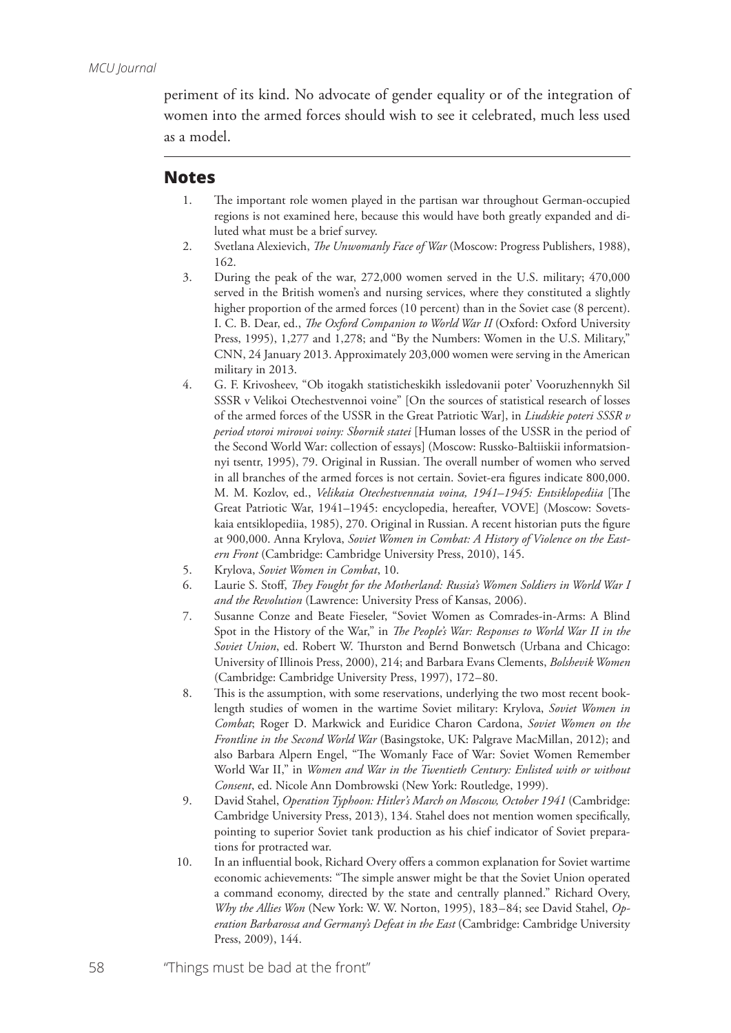periment of its kind. No advocate of gender equality or of the integration of women into the armed forces should wish to see it celebrated, much less used as a model.

## Notes

1. The important role women played in the partisan war throughout German-occupied regions is not examined here, because this would have both greatly expanded and diluted what must be a brief survey.
2. Svetlana Alexievich, *The Unwomanly Face of War* (Moscow: Progress Publishers, 1988), 162.
3. During the peak of the war, 272,000 women served in the U.S. military; 470,000 served in the British women's and nursing services, where they constituted a slightly higher proportion of the armed forces (10 percent) than in the Soviet case (8 percent). I. C. B. Dear, ed., *The Oxford Companion to World War II* (Oxford: Oxford University Press, 1995), 1,277 and 1,278; and "By the Numbers: Women in the U.S. Military," CNN, 24 January 2013. Approximately 203,000 women were serving in the American military in 2013.
4. G. F. Krivosheev, "Ob itogakh statisticheskikh issledovanii poter' Vooruzhennykh Sil SSSR v Velikoi Otechestvennoi voine" [On the sources of statistical research of losses of the armed forces of the USSR in the Great Patriotic War], in *Liudskie poteri SSSR v period vtoroi mirovoi voiny: Sbornik statei* [Human losses of the USSR in the period of the Second World War: collection of essays] (Moscow: Russko-Baltiiskii informatsionnyi tsentr, 1995), 79. Original in Russian. The overall number of women who served in all branches of the armed forces is not certain. Soviet-era figures indicate 800,000. M. M. Kozlov, ed., *Velikaia Otechestvennaia voina, 1941–1945: Entsiklopediia* [The Great Patriotic War, 1941–1945: encyclopedia, hereafter, VOVE] (Moscow: Sovetskaia entsiklopediia, 1985), 270. Original in Russian. A recent historian puts the figure at 900,000. Anna Krylova, *Soviet Women in Combat: A History of Violence on the Eastern Front* (Cambridge: Cambridge University Press, 2010), 145.
5. Krylova, *Soviet Women in Combat*, 10.
6. Laurie S. Stoff, *They Fought for the Motherland: Russia's Women Soldiers in World War I and the Revolution* (Lawrence: University Press of Kansas, 2006).
7. Susanne Conze and Beate Fieseler, "Soviet Women as Comrades-in-Arms: A Blind Spot in the History of the War," in *The People's War: Responses to World War II in the Soviet Union*, ed. Robert W. Thurston and Bernd Bonwetsch (Urbana and Chicago: University of Illinois Press, 2000), 214; and Barbara Evans Clements, *Bolshevik Women* (Cambridge: Cambridge University Press, 1997), 172–80.
8. This is the assumption, with some reservations, underlying the two most recent book-length studies of women in the wartime Soviet military: Krylova, *Soviet Women in Combat*; Roger D. Markwick and Euridice Charon Cardona, *Soviet Women on the Frontline in the Second World War* (Basingstoke, UK: Palgrave MacMillan, 2012); and also Barbara Alpern Engel, "The Womanly Face of War: Soviet Women Remember World War II," in *Women and War in the Twentieth Century: Enlisted with or without Consent*, ed. Nicole Ann Dombrowski (New York: Routledge, 1999).
9. David Stahel, *Operation Typhoon: Hitler's March on Moscow, October 1941* (Cambridge: Cambridge University Press, 2013), 134. Stahel does not mention women specifically, pointing to superior Soviet tank production as his chief indicator of Soviet preparations for protracted war.
10. In an influential book, Richard Overy offers a common explanation for Soviet wartime economic achievements: "The simple answer might be that the Soviet Union operated a command economy, directed by the state and centrally planned." Richard Overy, *Why the Allies Won* (New York: W. W. Norton, 1995), 183–84; see David Stahel, *Operation Barbarossa and Germany's Defeat in the East* (Cambridge: Cambridge University Press, 2009), 144.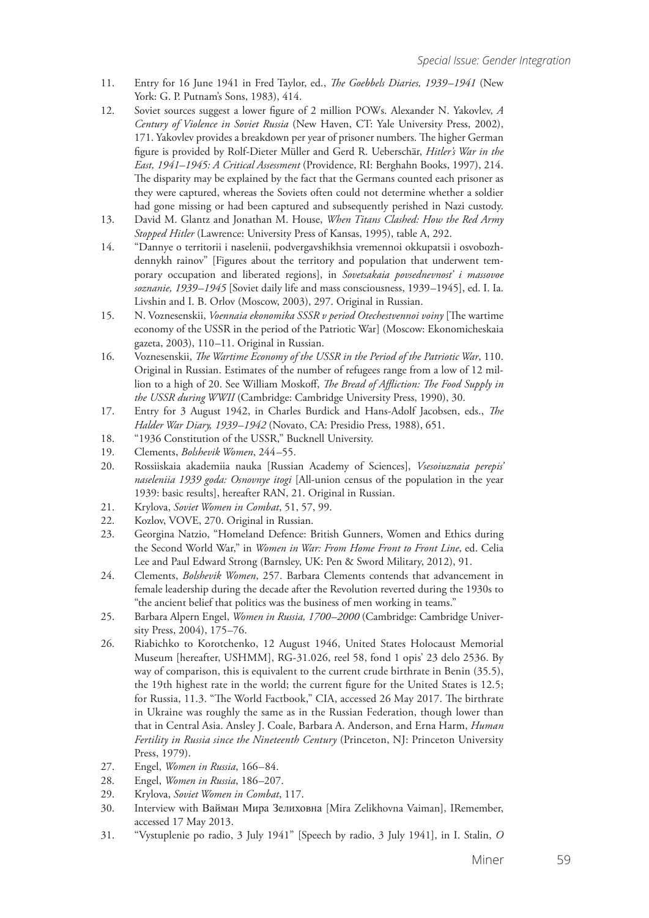11. Entry for 16 June 1941 in Fred Taylor, ed., *The Goebbels Diaries, 1939–1941* (New York: G. P. Putnam's Sons, 1983), 414.
12. Soviet sources suggest a lower figure of 2 million POWs. Alexander N. Yakovlev, *A Century of Violence in Soviet Russia* (New Haven, CT: Yale University Press, 2002), 171. Yakovlev provides a breakdown per year of prisoner numbers. The higher German figure is provided by Rolf-Dieter Müller and Gerd R. Ueberschär, *Hitler's War in the East, 1941–1945: A Critical Assessment* (Providence, RI: Berghahn Books, 1997), 214. The disparity may be explained by the fact that the Germans counted each prisoner as they were captured, whereas the Soviets often could not determine whether a soldier had gone missing or had been captured and subsequently perished in Nazi custody.
13. David M. Glantz and Jonathan M. House, *When Titans Clashed: How the Red Army Stopped Hitler* (Lawrence: University Press of Kansas, 1995), table A, 292.
14. "Dannye o territorii i naselenii, podvergavshikhsia vremennoi okkupatsii i osvobozhdennykh rainov" [Figures about the territory and population that underwent temporary occupation and liberated regions], in *Sovetsakaia povsednevnost' i massovoe soznanie, 1939–1945* [Soviet daily life and mass consciousness, 1939–1945], ed. I. Ia. Livshin and I. B. Orlov (Moscow, 2003), 297. Original in Russian.
15. N. Voznesenskii, *Voennaia ekonomika SSSR v period Otechestvennoi voiny* [The wartime economy of the USSR in the period of the Patriotic War] (Moscow: Ekonomicheskaia gazeta, 2003), 110–11. Original in Russian.
16. Voznesenskii, *The Wartime Economy of the USSR in the Period of the Patriotic War*, 110. Original in Russian. Estimates of the number of refugees range from a low of 12 million to a high of 20. See William Moskoff, *The Bread of Affliction: The Food Supply in the USSR during WWII* (Cambridge: Cambridge University Press, 1990), 30.
17. Entry for 3 August 1942, in Charles Burdick and Hans-Adolf Jacobsen, eds., *The Halder War Diary, 1939–1942* (Novato, CA: Presidio Press, 1988), 651.
18. "1936 Constitution of the USSR," Bucknell University.
19. Clements, *Bolshevik Women*, 244–55.
20. Rossiiskaia akademiia nauka [Russian Academy of Sciences], *Vsesoiuznaia perepis' naseleniia 1939 goda: Osnovnye itogi* [All-union census of the population in the year 1939: basic results], hereafter RAN, 21. Original in Russian.
21. Krylova, *Soviet Women in Combat*, 51, 57, 99.
22. Kozlov, VOVE, 270. Original in Russian.
23. Georgina Natzio, "Homeland Defence: British Gunners, Women and Ethics during the Second World War," in *Women in War: From Home Front to Front Line*, ed. Celia Lee and Paul Edward Strong (Barnsley, UK: Pen & Sword Military, 2012), 91.
24. Clements, *Bolshevik Women*, 257. Barbara Clements contends that advancement in female leadership during the decade after the Revolution reverted during the 1930s to "the ancient belief that politics was the business of men working in teams."
25. Barbara Alpern Engel, *Women in Russia, 1700–2000* (Cambridge: Cambridge University Press, 2004), 175–76.
26. Riabichko to Korotchenko, 12 August 1946, United States Holocaust Memorial Museum [hereafter, USHMM], RG-31.026, reel 58, fond 1 opis' 23 delo 2536. By way of comparison, this is equivalent to the current crude birthrate in Benin (35.5), the 19th highest rate in the world; the current figure for the United States is 12.5; for Russia, 11.3. "The World Factbook," CIA, accessed 26 May 2017. The birthrate in Ukraine was roughly the same as in the Russian Federation, though lower than that in Central Asia. Ansley J. Coale, Barbara A. Anderson, and Erna Harm, *Human Fertility in Russia since the Nineteenth Century* (Princeton, NJ: Princeton University Press, 1979).
27. Engel, *Women in Russia*, 166–84.
28. Engel, *Women in Russia*, 186–207.
29. Krylova, *Soviet Women in Combat*, 117.
30. Interview with Вайман Мира Зелиховна [Mira Zelikhovna Vaiman], IRemember, accessed 17 May 2013.
31. "Vystuplenie po radio, 3 July 1941" [Speech by radio, 3 July 1941], in I. Stalin, *O*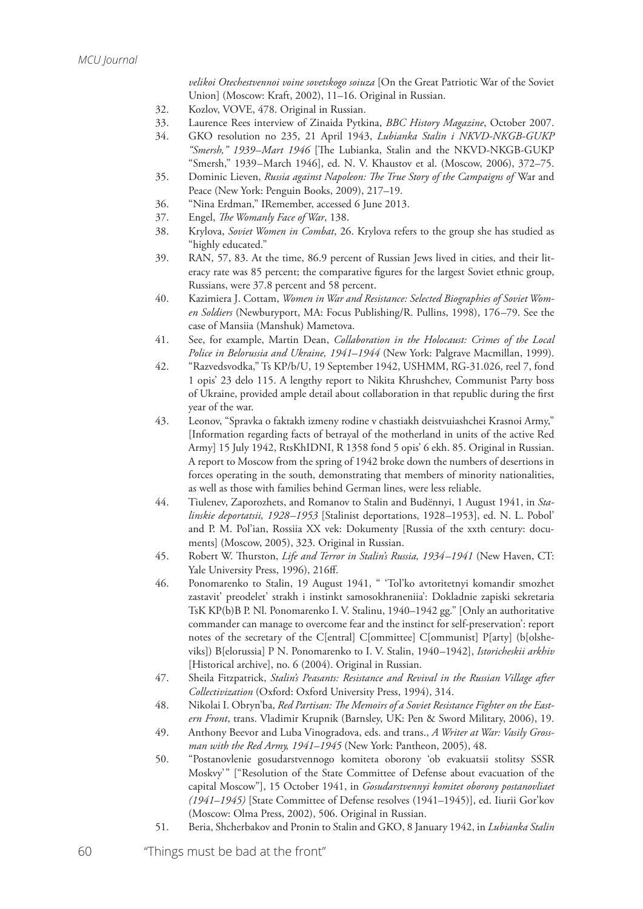*velikoi Otechestvennoi voine sovetskogo soiuza* [On the Great Patriotic War of the Soviet Union] (Moscow: Kraft, 2002), 11–16. Original in Russian.

32. Kozlov, VOVE, 478. Original in Russian.
33. Laurence Rees interview of Zinaida Pytkina, *BBC History Magazine*, October 2007.
34. GKO resolution no 235, 21 April 1943, *Lubianka Stalin i NKVD-NKGB-GUKP "Smersh," 1939–Mart 1946* [The Lubianka, Stalin and the NKVD-NKGB-GUKP "Smersh," 1939–March 1946], ed. N. V. Khaustov et al. (Moscow, 2006), 372–75.
35. Dominic Lieven, *Russia against Napoleon: The True Story of the Campaigns of* War and Peace (New York: Penguin Books, 2009), 217–19.
36. "Nina Erdman," IRemember, accessed 6 June 2013.
37. Engel, *The Womanly Face of War*, 138.
38. Krylova, *Soviet Women in Combat*, 26. Krylova refers to the group she has studied as "highly educated."
39. RAN, 57, 83. At the time, 86.9 percent of Russian Jews lived in cities, and their literacy rate was 85 percent; the comparative figures for the largest Soviet ethnic group, Russians, were 37.8 percent and 58 percent.
40. Kazimiera J. Cottam, *Women in War and Resistance: Selected Biographies of Soviet Women Soldiers* (Newburyport, MA: Focus Publishing/R. Pullins, 1998), 176–79. See the case of Mansiia (Manshuk) Mametova.
41. See, for example, Martin Dean, *Collaboration in the Holocaust: Crimes of the Local Police in Belorussia and Ukraine, 1941–1944* (New York: Palgrave Macmillan, 1999).
42. "Razvedsvodka," Ts KP/b/U, 19 September 1942, USHMM, RG-31.026, reel 7, fond 1 opis' 23 delo 115. A lengthy report to Nikita Khrushchev, Communist Party boss of Ukraine, provided ample detail about collaboration in that republic during the first year of the war.
43. Leonov, "Spravka o faktakh izmeny rodine v chastiakh deistvuiashchei Krasnoi Army," [Information regarding facts of betrayal of the motherland in units of the active Red Army] 15 July 1942, RtsKhIDNI, R 1358 fond 5 opis' 6 ekh. 85. Original in Russian. A report to Moscow from the spring of 1942 broke down the numbers of desertions in forces operating in the south, demonstrating that members of minority nationalities, as well as those with families behind German lines, were less reliable.
44. Tiulenev, Zaporozhets, and Romanov to Stalin and Budënnyi, 1 August 1941, in *Stalinskie deportatsii, 1928–1953* [Stalinist deportations, 1928–1953], ed. N. L. Pobol' and P. M. Pol'ian, Rossiia XX vek: Dokumenty [Russia of the xxth century: documents] (Moscow, 2005), 323. Original in Russian.
45. Robert W. Thurston, *Life and Terror in Stalin's Russia, 1934–1941* (New Haven, CT: Yale University Press, 1996), 216ff.
46. Ponomarenko to Stalin, 19 August 1941, " 'Tol'ko avtoritetnyi komandir smozhet zastavit' preodelet' strakh i instinkt samosokhraneniia': Dokladnie zapiski sekretaria TsK KP(b)B P. Nl. Ponomarenko I. V. Stalinu, 1940–1942 gg." ['Only an authoritative commander can manage to overcome fear and the instinct for self-preservation': report notes of the secretary of the C[entral] C[ommittee] C[ommunist] P[arty] (b[olsheviks]) B[elorussia] P N. Ponomarenko to I. V. Stalin, 1940–1942], *Istoricheskii arkhiv* [Historical archive], no. 6 (2004). Original in Russian.
47. Sheila Fitzpatrick, *Stalin's Peasants: Resistance and Revival in the Russian Village after Collectivization* (Oxford: Oxford University Press, 1994), 314.
48. Nikolai I. Obryn'ba, *Red Partisan: The Memoirs of a Soviet Resistance Fighter on the Eastern Front*, trans. Vladimir Krupnik (Barnsley, UK: Pen & Sword Military, 2006), 19.
49. Anthony Beevor and Luba Vinogradova, eds. and trans., *A Writer at War: Vasily Grossman with the Red Army, 1941–1945* (New York: Pantheon, 2005), 48.
50. "Postanovlenie gosudarstvennogo komiteta oborony 'ob evakuatsii stolitsy SSSR Moskvy'" ["Resolution of the State Committee of Defense about evacuation of the capital Moscow"], 15 October 1941, in *Gosudarstvennyi komitet oborony postanovliaet (1941–1945)* [State Committee of Defense resolves (1941–1945)], ed. Iiurii Gor'kov (Moscow: Olma Press, 2002), 506. Original in Russian.
51. Beria, Shcherbakov and Pronin to Stalin and GKO, 8 January 1942, in *Lubianka Stalin*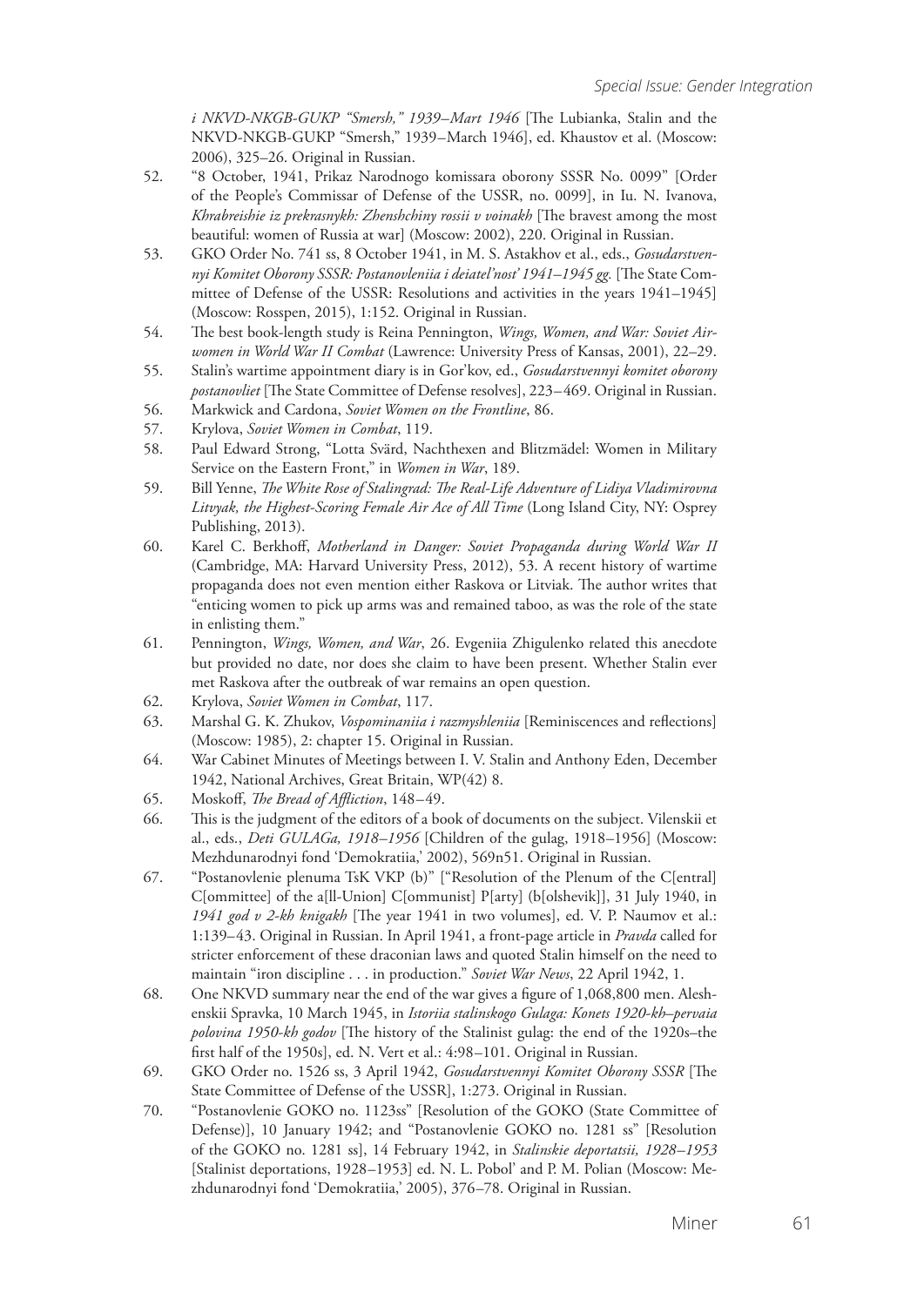*i NKVD-NKGB-GUKP "Smersh," 1939–Mart 1946* [The Lubianka, Stalin and the NKVD-NKGB-GUKP "Smersh," 1939–March 1946], ed. Khaustov et al. (Moscow: 2006), 325–26. Original in Russian.

52. "8 October, 1941, Prikaz Narodnogo komissara oborony SSSR No. 0099" [Order of the People's Commissar of Defense of the USSR, no. 0099], in Iu. N. Ivanova, *Khrabreishie iz prekrasnykh: Zhenshchiny rossii v voinakh* [The bravest among the most beautiful: women of Russia at war] (Moscow: 2002), 220. Original in Russian.
53. GKO Order No. 741 ss, 8 October 1941, in M. S. Astakhov et al., eds., *Gosudarstvennyi Komitet Oborony SSSR: Postanovleniia i deiatel'nost' 1941–1945 gg.* [The State Committee of Defense of the USSR: Resolutions and activities in the years 1941–1945] (Moscow: Rosspen, 2015), 1:152. Original in Russian.
54. The best book-length study is Reina Pennington, *Wings, Women, and War: Soviet Airwomen in World War II Combat* (Lawrence: University Press of Kansas, 2001), 22–29.
55. Stalin's wartime appointment diary is in Gor'kov, ed., *Gosudarstvennyi komitet oborony postanovliet* [The State Committee of Defense resolves], 223–469. Original in Russian.
56. Markwick and Cardona, *Soviet Women on the Frontline*, 86.
57. Krylova, *Soviet Women in Combat*, 119.
58. Paul Edward Strong, "Lotta Svärd, Nachthexen and Blitzmädel: Women in Military Service on the Eastern Front," in *Women in War*, 189.
59. Bill Yenne, *The White Rose of Stalingrad: The Real-Life Adventure of Lidiya Vladimirovna Litvyak, the Highest-Scoring Female Air Ace of All Time* (Long Island City, NY: Osprey Publishing, 2013).
60. Karel C. Berkhoff, *Motherland in Danger: Soviet Propaganda during World War II* (Cambridge, MA: Harvard University Press, 2012), 53. A recent history of wartime propaganda does not even mention either Raskova or Litviak. The author writes that "enticing women to pick up arms was and remained taboo, as was the role of the state in enlisting them."
61. Pennington, *Wings, Women, and War*, 26. Evgeniia Zhigulenko related this anecdote but provided no date, nor does she claim to have been present. Whether Stalin ever met Raskova after the outbreak of war remains an open question.
62. Krylova, *Soviet Women in Combat*, 117.
63. Marshal G. K. Zhukov, *Vospominaniia i razmyshleniia* [Reminiscences and reflections] (Moscow: 1985), 2: chapter 15. Original in Russian.
64. War Cabinet Minutes of Meetings between I. V. Stalin and Anthony Eden, December 1942, National Archives, Great Britain, WP(42) 8.
65. Moskoff, *The Bread of Affliction*, 148–49.
66. This is the judgment of the editors of a book of documents on the subject. Vilenskii et al., eds., *Deti GULAGa, 1918–1956* [Children of the gulag, 1918–1956] (Moscow: Mezhdunarodnyi fond 'Demokratiia,' 2002), 569n51. Original in Russian.
67. "Postanovlenie plenuma TsK VKP (b)" ["Resolution of the Plenum of the C[entral] C[ommittee] of the a[ll-Union] C[ommunist] P[arty] (b[olshevik]], 31 July 1940, in *1941 god v 2-kh knigakh* [The year 1941 in two volumes], ed. V. P. Naumov et al.: 1:139–43. Original in Russian. In April 1941, a front-page article in *Pravda* called for stricter enforcement of these draconian laws and quoted Stalin himself on the need to maintain "iron discipline . . . in production." *Soviet War News*, 22 April 1942, 1.
68. One NKVD summary near the end of the war gives a figure of 1,068,800 men. Aleshenskii Spravka, 10 March 1945, in *Istoriia stalinskogo Gulaga: Konets 1920-kh–pervaia polovina 1950-kh godov* [The history of the Stalinist gulag: the end of the 1920s–the first half of the 1950s], ed. N. Vert et al.: 4:98–101. Original in Russian.
69. GKO Order no. 1526 ss, 3 April 1942, *Gosudarstvennyi Komitet Oborony SSSR* [The State Committee of Defense of the USSR], 1:273. Original in Russian.
70. "Postanovlenie GOKO no. 1123ss" [Resolution of the GOKO (State Committee of Defense)], 10 January 1942; and "Postanovlenie GOKO no. 1281 ss" [Resolution of the GOKO no. 1281 ss], 14 February 1942, in *Stalinskie deportatsii, 1928–1953* [Stalinist deportations, 1928–1953] ed. N. L. Pobol' and P. M. Polian (Moscow: Mezhdunarodnyi fond 'Demokratiia,' 2005), 376–78. Original in Russian.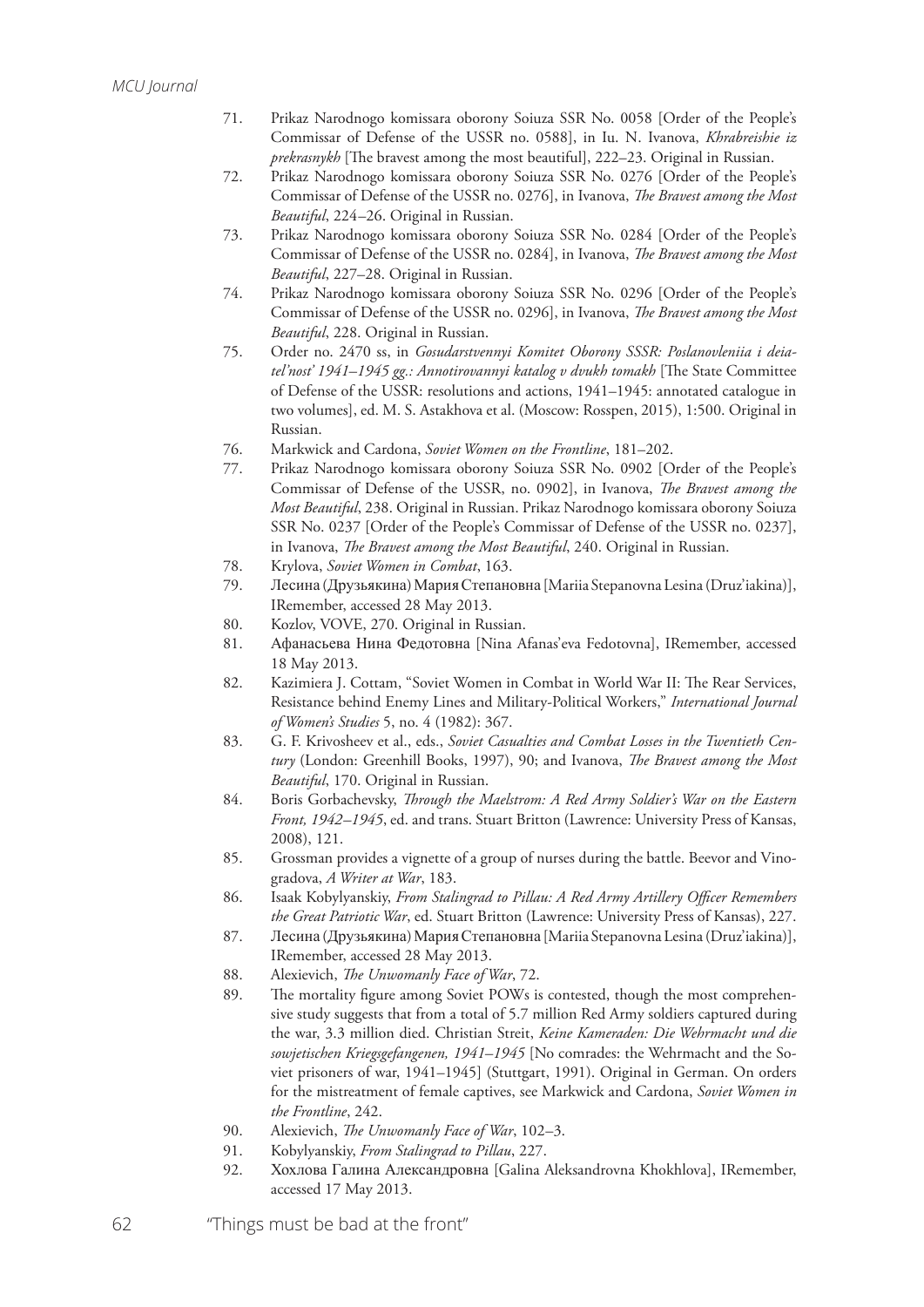71. Prikaz Narodnogo komissara oborony Soiuza SSR No. 0058 [Order of the People's Commissar of Defense of the USSR no. 0588], in Iu. N. Ivanova, *Khrabreishie iz prekrasnykh* [The bravest among the most beautiful], 222–23. Original in Russian.
72. Prikaz Narodnogo komissara oborony Soiuza SSR No. 0276 [Order of the People's Commissar of Defense of the USSR no. 0276], in Ivanova, *The Bravest among the Most Beautiful*, 224–26. Original in Russian.
73. Prikaz Narodnogo komissara oborony Soiuza SSR No. 0284 [Order of the People's Commissar of Defense of the USSR no. 0284], in Ivanova, *The Bravest among the Most Beautiful*, 227–28. Original in Russian.
74. Prikaz Narodnogo komissara oborony Soiuza SSR No. 0296 [Order of the People's Commissar of Defense of the USSR no. 0296], in Ivanova, *The Bravest among the Most Beautiful*, 228. Original in Russian.
75. Order no. 2470 ss, in *Gosudarstvennyi Komitet Oborony SSSR: Poslanovleniia i deiatel'nost' 1941–1945 gg.: Annotirovannyi katalog v dvukh tomakh* [The State Committee of Defense of the USSR: resolutions and actions, 1941–1945: annotated catalogue in two volumes], ed. M. S. Astakhova et al. (Moscow: Rosspen, 2015), 1:500. Original in Russian.
76. Markwick and Cardona, *Soviet Women on the Frontline*, 181–202.
77. Prikaz Narodnogo komissara oborony Soiuza SSR No. 0902 [Order of the People's Commissar of Defense of the USSR, no. 0902], in Ivanova, *The Bravest among the Most Beautiful*, 238. Original in Russian. Prikaz Narodnogo komissara oborony Soiuza SSR No. 0237 [Order of the People's Commissar of Defense of the USSR no. 0237], in Ivanova, *The Bravest among the Most Beautiful*, 240. Original in Russian.
78. Krylova, *Soviet Women in Combat*, 163.
79. Лесина (Друзьякина) Мария Степановна [Mariia Stepanovna Lesina (Druz'iakina)], IRemember, accessed 28 May 2013.
80. Kozlov, VOVE, 270. Original in Russian.
81. Афанасьева Нина Федотовна [Nina Afanas'eva Fedotovna], IRemember, accessed 18 May 2013.
82. Kazimiera J. Cottam, "Soviet Women in Combat in World War II: The Rear Services, Resistance behind Enemy Lines and Military-Political Workers," *International Journal of Women's Studies* 5, no. 4 (1982): 367.
83. G. F. Krivosheev et al., eds., *Soviet Casualties and Combat Losses in the Twentieth Century* (London: Greenhill Books, 1997), 90; and Ivanova, *The Bravest among the Most Beautiful*, 170. Original in Russian.
84. Boris Gorbachevsky, *Through the Maelstrom: A Red Army Soldier's War on the Eastern Front, 1942–1945*, ed. and trans. Stuart Britton (Lawrence: University Press of Kansas, 2008), 121.
85. Grossman provides a vignette of a group of nurses during the battle. Beevor and Vinogradova, *A Writer at War*, 183.
86. Isaak Kobylyanskiy, *From Stalingrad to Pillau: A Red Army Artillery Officer Remembers the Great Patriotic War*, ed. Stuart Britton (Lawrence: University Press of Kansas), 227.
87. Лесина (Друзьякина) Мария Степановна [Mariia Stepanovna Lesina (Druz'iakina)], IRemember, accessed 28 May 2013.
88. Alexievich, *The Unwomanly Face of War*, 72.
89. The mortality figure among Soviet POWs is contested, though the most comprehensive study suggests that from a total of 5.7 million Red Army soldiers captured during the war, 3.3 million died. Christian Streit, *Keine Kameraden: Die Wehrmacht und die sowjetischen Kriegsgefangenen, 1941–1945* [No comrades: the Wehrmacht and the Soviet prisoners of war, 1941–1945] (Stuttgart, 1991). Original in German. On orders for the mistreatment of female captives, see Markwick and Cardona, *Soviet Women in the Frontline*, 242.
90. Alexievich, *The Unwomanly Face of War*, 102–3.
91. Kobylyanskiy, *From Stalingrad to Pillau*, 227.
92. Хохлова Галина Александровна [Galina Aleksandrovna Khokhlova], IRemember, accessed 17 May 2013.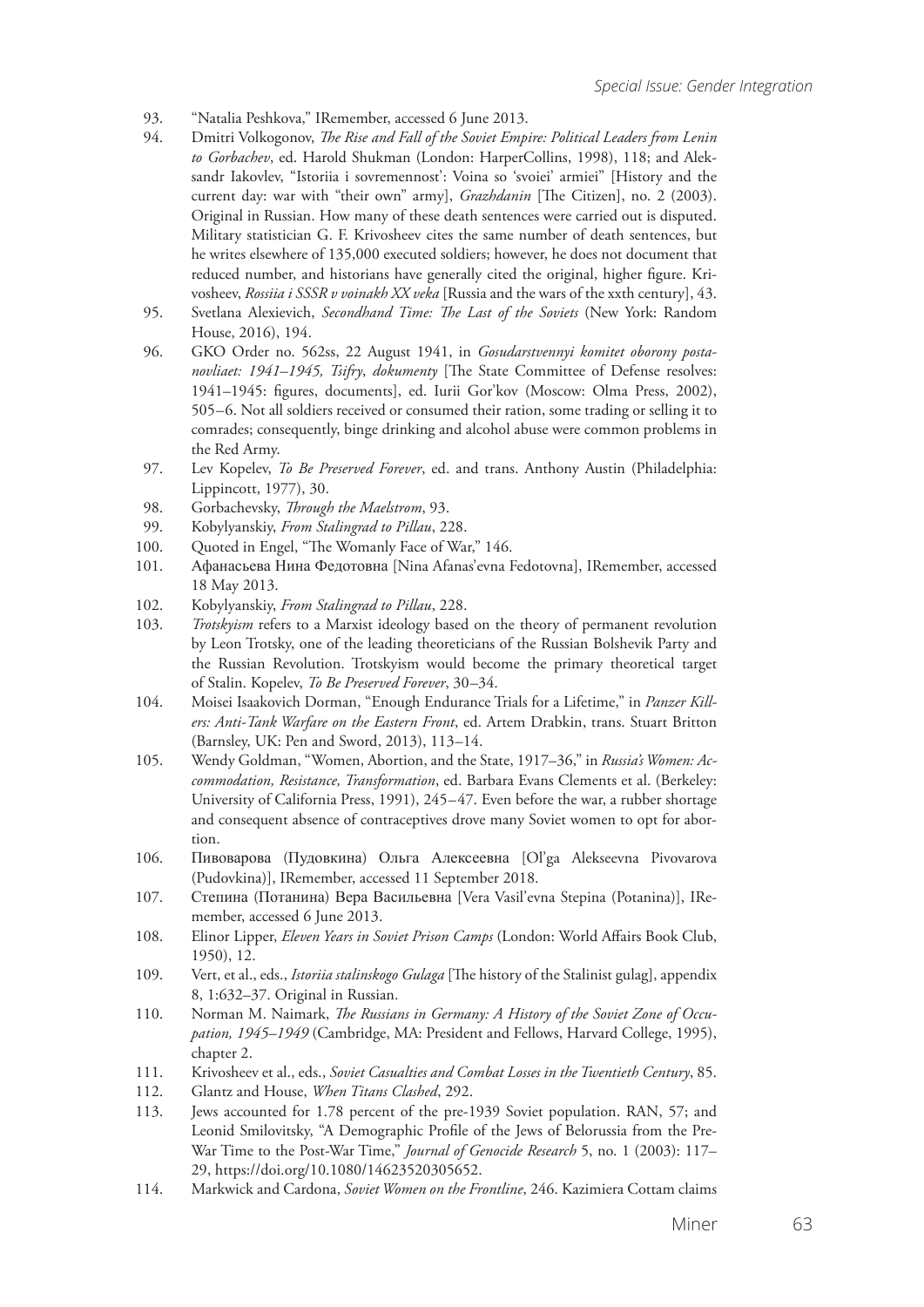93. "Natalia Peshkova," IRemember, accessed 6 June 2013.
94. Dmitri Volkogonov, *The Rise and Fall of the Soviet Empire: Political Leaders from Lenin to Gorbachev*, ed. Harold Shukman (London: HarperCollins, 1998), 118; and Aleksandr Iakovlev, "Istoriia i sovremennost': Voina so 'svoiei' armiei" [History and the current day: war with "their own" army], *Grazhdanin* [The Citizen], no. 2 (2003). Original in Russian. How many of these death sentences were carried out is disputed. Military statistician G. F. Krivosheev cites the same number of death sentences, but he writes elsewhere of 135,000 executed soldiers; however, he does not document that reduced number, and historians have generally cited the original, higher figure. Krivosheev, *Rossiia i SSSR v voinakh XX veka* [Russia and the wars of the xxth century], 43.
95. Svetlana Alexievich, *Secondhand Time: The Last of the Soviets* (New York: Random House, 2016), 194.
96. GKO Order no. 562ss, 22 August 1941, in *Gosudarstvennyi komitet oborony postanovliaet: 1941–1945, Tsifry, dokumenty* [The State Committee of Defense resolves: 1941–1945: figures, documents], ed. Iurii Gor'kov (Moscow: Olma Press, 2002), 505–6. Not all soldiers received or consumed their ration, some trading or selling it to comrades; consequently, binge drinking and alcohol abuse were common problems in the Red Army.
97. Lev Kopelev, *To Be Preserved Forever*, ed. and trans. Anthony Austin (Philadelphia: Lippincott, 1977), 30.
98. Gorbachevsky, *Through the Maelstrom*, 93.
99. Kobylyanskiy, *From Stalingrad to Pillau*, 228.
100. Quoted in Engel, "The Womanly Face of War," 146.
101. Афанасьева Нина Федотовна [Nina Afanas'evna Fedotovna], IRemember, accessed 18 May 2013.
102. Kobylyanskiy, *From Stalingrad to Pillau*, 228.
103. *Trotskyism* refers to a Marxist ideology based on the theory of permanent revolution by Leon Trotsky, one of the leading theoreticians of the Russian Bolshevik Party and the Russian Revolution. Trotskyism would become the primary theoretical target of Stalin. Kopelev, *To Be Preserved Forever*, 30–34.
104. Moisei Isaakovich Dorman, "Enough Endurance Trials for a Lifetime," in *Panzer Killers: Anti-Tank Warfare on the Eastern Front*, ed. Artem Drabkin, trans. Stuart Britton (Barnsley, UK: Pen and Sword, 2013), 113–14.
105. Wendy Goldman, "Women, Abortion, and the State, 1917–36," in *Russia's Women: Accommodation, Resistance, Transformation*, ed. Barbara Evans Clements et al. (Berkeley: University of California Press, 1991), 245–47. Even before the war, a rubber shortage and consequent absence of contraceptives drove many Soviet women to opt for abortion.
106. Пивоварова (Пудовкина) Ольга Алексеевна [Ol'ga Alekseevna Pivovarova (Pudovkina)], IRemember, accessed 11 September 2018.
107. Степина (Потанина) Вера Васильевна [Vera Vasil'evna Stepina (Potanina)], IRemember, accessed 6 June 2013.
108. Elinor Lipper, *Eleven Years in Soviet Prison Camps* (London: World Affairs Book Club, 1950), 12.
109. Vert, et al., eds., *Istoriia stalinskogo Gulaga* [The history of the Stalinist gulag], appendix 8, 1:632–37. Original in Russian.
110. Norman M. Naimark, *The Russians in Germany: A History of the Soviet Zone of Occupation, 1945–1949* (Cambridge, MA: President and Fellows, Harvard College, 1995), chapter 2.
111. Krivosheev et al., eds., *Soviet Casualties and Combat Losses in the Twentieth Century*, 85.
112. Glantz and House, *When Titans Clashed*, 292.
113. Jews accounted for 1.78 percent of the pre-1939 Soviet population. RAN, 57; and Leonid Smilovitsky, "A Demographic Profile of the Jews of Belorussia from the Pre-War Time to the Post-War Time," *Journal of Genocide Research* 5, no. 1 (2003): 117–29, https://doi.org/10.1080/14623520305652.
114. Markwick and Cardona, *Soviet Women on the Frontline*, 246. Kazimiera Cottam claims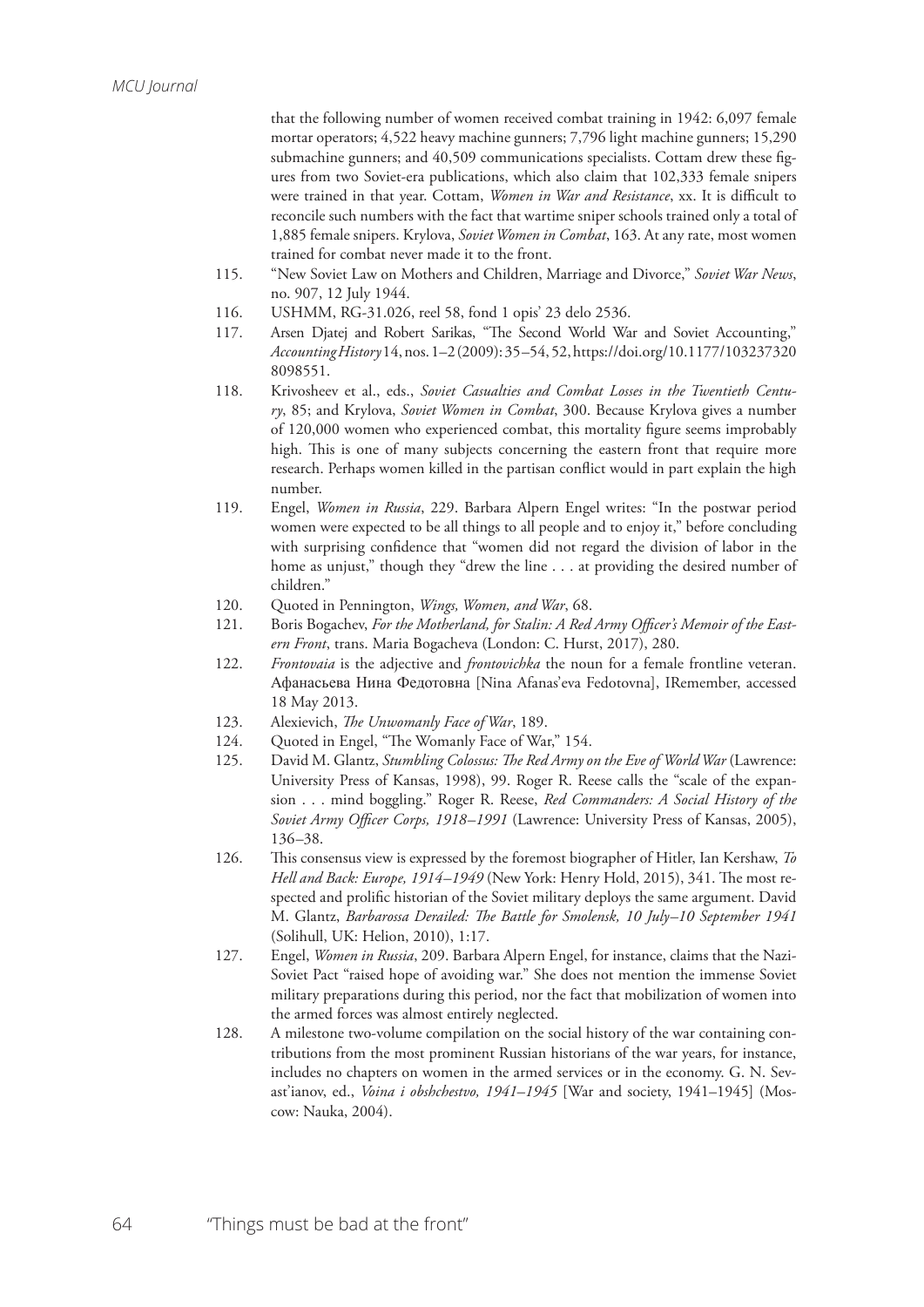that the following number of women received combat training in 1942: 6,097 female mortar operators; 4,522 heavy machine gunners; 7,796 light machine gunners; 15,290 submachine gunners; and 40,509 communications specialists. Cottam drew these figures from two Soviet-era publications, which also claim that 102,333 female snipers were trained in that year. Cottam, *Women in War and Resistance*, xx. It is difficult to reconcile such numbers with the fact that wartime sniper schools trained only a total of 1,885 female snipers. Krylova, *Soviet Women in Combat*, 163. At any rate, most women trained for combat never made it to the front.

115. "New Soviet Law on Mothers and Children, Marriage and Divorce," *Soviet War News*, no. 907, 12 July 1944.
116. USHMM, RG-31.026, reel 58, fond 1 opis' 23 delo 2536.
117. Arsen Djatej and Robert Sarikas, "The Second World War and Soviet Accounting," *Accounting History* 14, nos. 1–2 (2009): 35–54, 52, https://doi.org/10.1177/1032373208098551.
118. Krivosheev et al., eds., *Soviet Casualties and Combat Losses in the Twentieth Century*, 85; and Krylova, *Soviet Women in Combat*, 300. Because Krylova gives a number of 120,000 women who experienced combat, this mortality figure seems improbably high. This is one of many subjects concerning the eastern front that require more research. Perhaps women killed in the partisan conflict would in part explain the high number.
119. Engel, *Women in Russia*, 229. Barbara Alpern Engel writes: "In the postwar period women were expected to be all things to all people and to enjoy it," before concluding with surprising confidence that "women did not regard the division of labor in the home as unjust," though they "drew the line . . . at providing the desired number of children."
120. Quoted in Pennington, *Wings, Women, and War*, 68.
121. Boris Bogachev, *For the Motherland, for Stalin: A Red Army Officer's Memoir of the Eastern Front*, trans. Maria Bogacheva (London: C. Hurst, 2017), 280.
122. *Frontovaia* is the adjective and *frontovichka* the noun for a female frontline veteran. Афанасьева Нина Федотовна [Nina Afanas'eva Fedotovna], IRemember, accessed 18 May 2013.
123. Alexievich, *The Unwomanly Face of War*, 189.
124. Quoted in Engel, "The Womanly Face of War," 154.
125. David M. Glantz, *Stumbling Colossus: The Red Army on the Eve of World War* (Lawrence: University Press of Kansas, 1998), 99. Roger R. Reese calls the "scale of the expansion . . . mind boggling." Roger R. Reese, *Red Commanders: A Social History of the Soviet Army Officer Corps, 1918–1991* (Lawrence: University Press of Kansas, 2005), 136–38.
126. This consensus view is expressed by the foremost biographer of Hitler, Ian Kershaw, *To Hell and Back: Europe, 1914–1949* (New York: Henry Hold, 2015), 341. The most respected and prolific historian of the Soviet military deploys the same argument. David M. Glantz, *Barbarossa Derailed: The Battle for Smolensk, 10 July–10 September 1941* (Solihull, UK: Helion, 2010), 1:17.
127. Engel, *Women in Russia*, 209. Barbara Alpern Engel, for instance, claims that the Nazi-Soviet Pact "raised hope of avoiding war." She does not mention the immense Soviet military preparations during this period, nor the fact that mobilization of women into the armed forces was almost entirely neglected.
128. A milestone two-volume compilation on the social history of the war containing contributions from the most prominent Russian historians of the war years, for instance, includes no chapters on women in the armed services or in the economy. G. N. Sevast'ianov, ed., *Voina i obshchestvo, 1941–1945* [War and society, 1941–1945] (Moscow: Nauka, 2004).